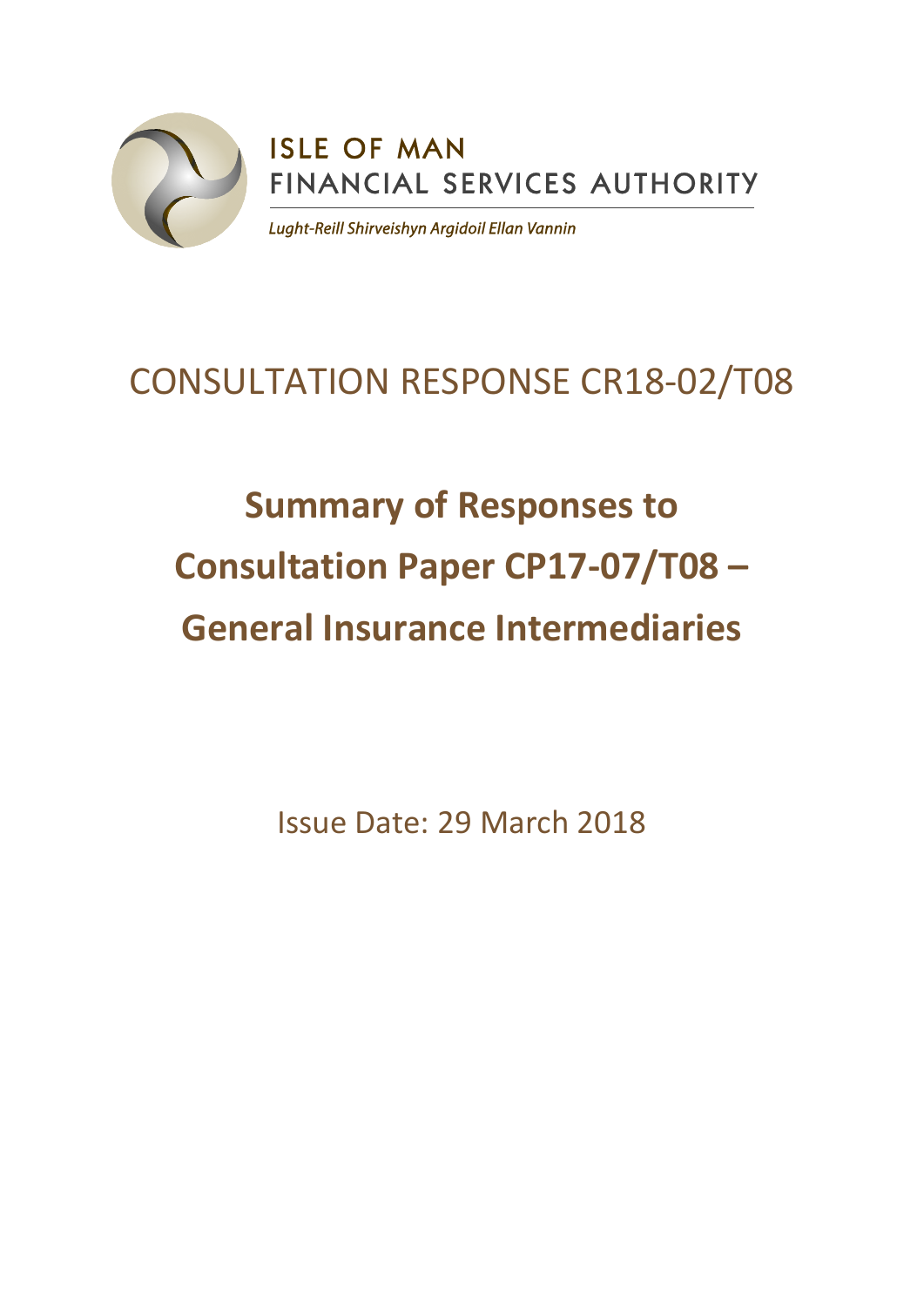ISLE OF MAN
FINANCIAL SERVICES AUTHORITY

*Lught-Reill Shirveishyn Argidoil Ellan Vannin*

# CONSULTATION RESPONSE CR18-02/T08

# Summary of Responses to Consultation Paper CP17-07/T08 – General Insurance Intermediaries

Issue Date: 29 March 2018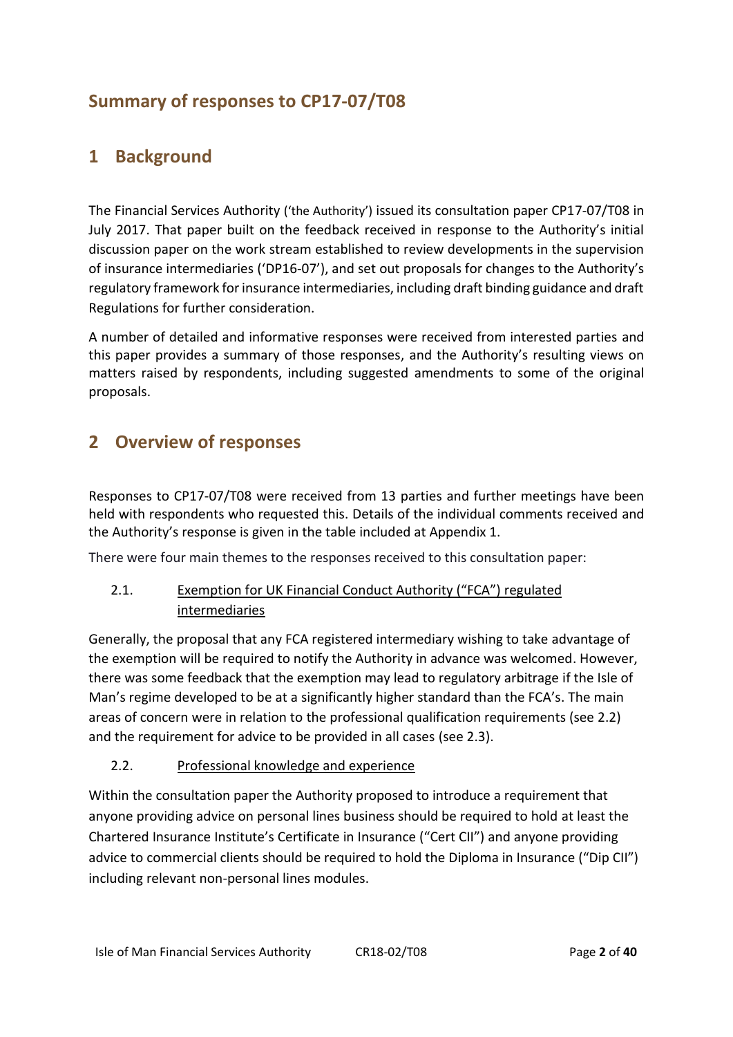# Summary of responses to CP17-07/T08

## 1 Background

The Financial Services Authority ('the Authority') issued its consultation paper CP17-07/T08 in July 2017. That paper built on the feedback received in response to the Authority's initial discussion paper on the work stream established to review developments in the supervision of insurance intermediaries ('DP16-07'), and set out proposals for changes to the Authority's regulatory framework for insurance intermediaries, including draft binding guidance and draft Regulations for further consideration.

A number of detailed and informative responses were received from interested parties and this paper provides a summary of those responses, and the Authority's resulting views on matters raised by respondents, including suggested amendments to some of the original proposals.

## 2 Overview of responses

Responses to CP17-07/T08 were received from 13 parties and further meetings have been held with respondents who requested this. Details of the individual comments received and the Authority's response is given in the table included at Appendix 1.

There were four main themes to the responses received to this consultation paper:

### 2.1. Exemption for UK Financial Conduct Authority ("FCA") regulated intermediaries

Generally, the proposal that any FCA registered intermediary wishing to take advantage of the exemption will be required to notify the Authority in advance was welcomed. However, there was some feedback that the exemption may lead to regulatory arbitrage if the Isle of Man's regime developed to be at a significantly higher standard than the FCA's. The main areas of concern were in relation to the professional qualification requirements (see 2.2) and the requirement for advice to be provided in all cases (see 2.3).

### 2.2. Professional knowledge and experience

Within the consultation paper the Authority proposed to introduce a requirement that anyone providing advice on personal lines business should be required to hold at least the Chartered Insurance Institute's Certificate in Insurance ("Cert CII") and anyone providing advice to commercial clients should be required to hold the Diploma in Insurance ("Dip CII") including relevant non-personal lines modules.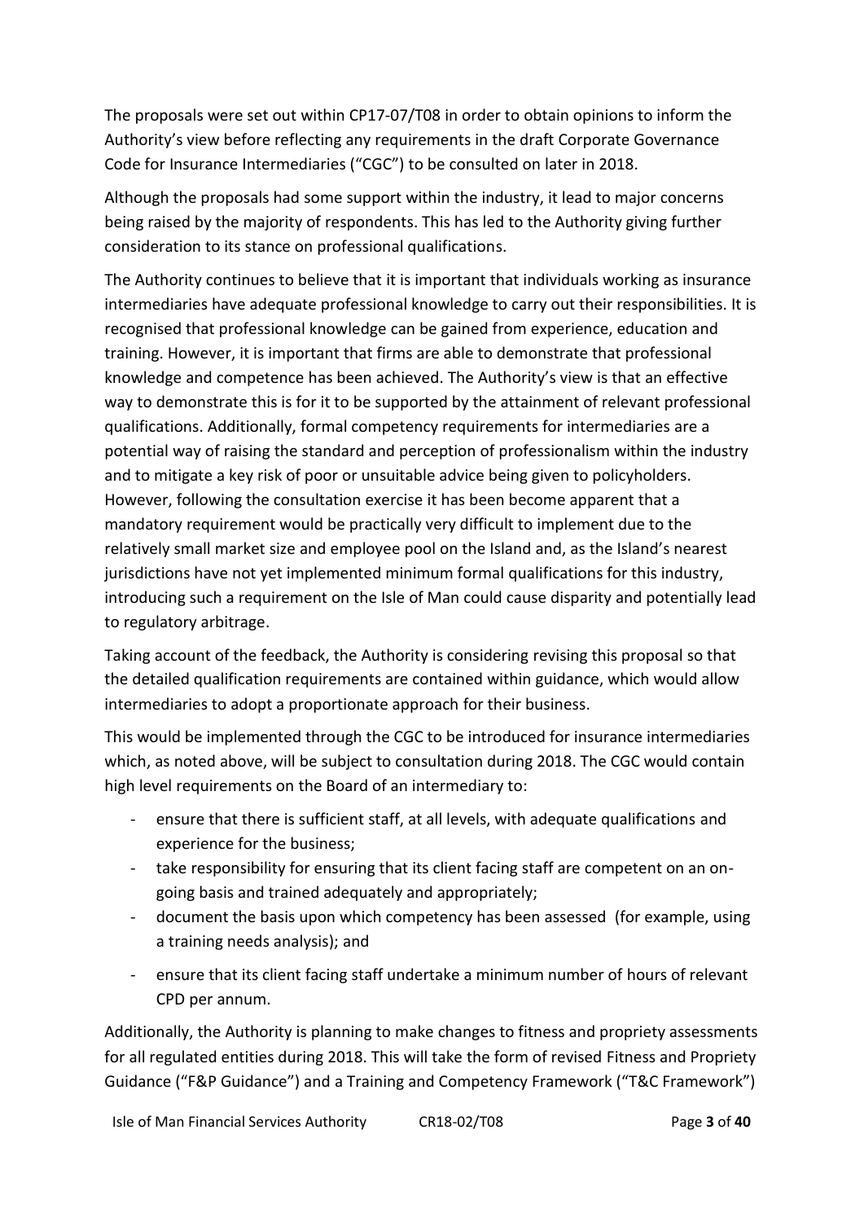The proposals were set out within CP17-07/T08 in order to obtain opinions to inform the Authority's view before reflecting any requirements in the draft Corporate Governance Code for Insurance Intermediaries ("CGC") to be consulted on later in 2018.

Although the proposals had some support within the industry, it lead to major concerns being raised by the majority of respondents. This has led to the Authority giving further consideration to its stance on professional qualifications.

The Authority continues to believe that it is important that individuals working as insurance intermediaries have adequate professional knowledge to carry out their responsibilities. It is recognised that professional knowledge can be gained from experience, education and training. However, it is important that firms are able to demonstrate that professional knowledge and competence has been achieved. The Authority's view is that an effective way to demonstrate this is for it to be supported by the attainment of relevant professional qualifications. Additionally, formal competency requirements for intermediaries are a potential way of raising the standard and perception of professionalism within the industry and to mitigate a key risk of poor or unsuitable advice being given to policyholders. However, following the consultation exercise it has been become apparent that a mandatory requirement would be practically very difficult to implement due to the relatively small market size and employee pool on the Island and, as the Island's nearest jurisdictions have not yet implemented minimum formal qualifications for this industry, introducing such a requirement on the Isle of Man could cause disparity and potentially lead to regulatory arbitrage.

Taking account of the feedback, the Authority is considering revising this proposal so that the detailed qualification requirements are contained within guidance, which would allow intermediaries to adopt a proportionate approach for their business.

This would be implemented through the CGC to be introduced for insurance intermediaries which, as noted above, will be subject to consultation during 2018. The CGC would contain high level requirements on the Board of an intermediary to:

- ensure that there is sufficient staff, at all levels, with adequate qualifications and experience for the business;
- take responsibility for ensuring that its client facing staff are competent on an on-going basis and trained adequately and appropriately;
- document the basis upon which competency has been assessed (for example, using a training needs analysis); and
- ensure that its client facing staff undertake a minimum number of hours of relevant CPD per annum.

Additionally, the Authority is planning to make changes to fitness and propriety assessments for all regulated entities during 2018. This will take the form of revised Fitness and Propriety Guidance ("F&P Guidance") and a Training and Competency Framework ("T&C Framework")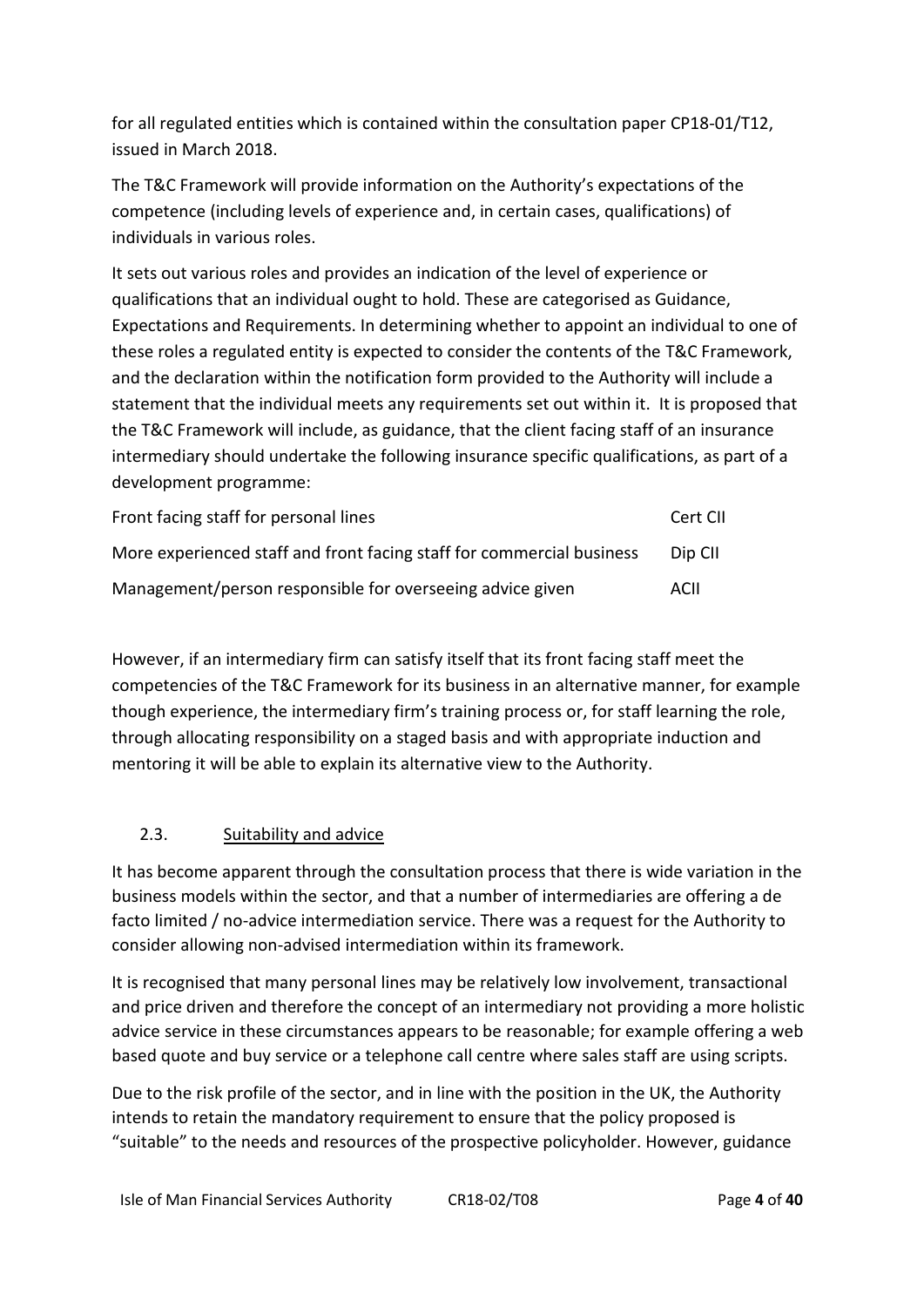for all regulated entities which is contained within the consultation paper CP18-01/T12, issued in March 2018.

The T&C Framework will provide information on the Authority's expectations of the competence (including levels of experience and, in certain cases, qualifications) of individuals in various roles.

It sets out various roles and provides an indication of the level of experience or qualifications that an individual ought to hold. These are categorised as Guidance, Expectations and Requirements. In determining whether to appoint an individual to one of these roles a regulated entity is expected to consider the contents of the T&C Framework, and the declaration within the notification form provided to the Authority will include a statement that the individual meets any requirements set out within it. It is proposed that the T&C Framework will include, as guidance, that the client facing staff of an insurance intermediary should undertake the following insurance specific qualifications, as part of a development programme:

| | |
|---|---|
| Front facing staff for personal lines | Cert CII |
| More experienced staff and front facing staff for commercial business | Dip CII |
| Management/person responsible for overseeing advice given | ACII |

However, if an intermediary firm can satisfy itself that its front facing staff meet the competencies of the T&C Framework for its business in an alternative manner, for example though experience, the intermediary firm's training process or, for staff learning the role, through allocating responsibility on a staged basis and with appropriate induction and mentoring it will be able to explain its alternative view to the Authority.

## 2.3. Suitability and advice

It has become apparent through the consultation process that there is wide variation in the business models within the sector, and that a number of intermediaries are offering a de facto limited / no-advice intermediation service. There was a request for the Authority to consider allowing non-advised intermediation within its framework.

It is recognised that many personal lines may be relatively low involvement, transactional and price driven and therefore the concept of an intermediary not providing a more holistic advice service in these circumstances appears to be reasonable; for example offering a web based quote and buy service or a telephone call centre where sales staff are using scripts.

Due to the risk profile of the sector, and in line with the position in the UK, the Authority intends to retain the mandatory requirement to ensure that the policy proposed is "suitable" to the needs and resources of the prospective policyholder. However, guidance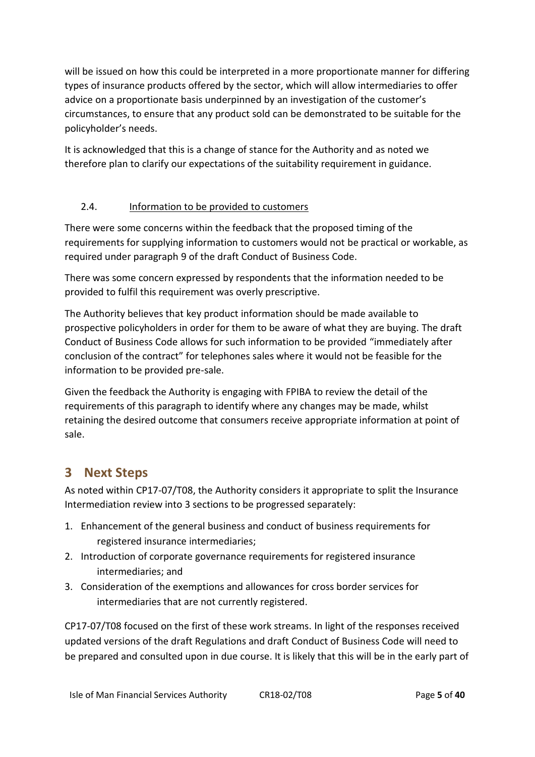will be issued on how this could be interpreted in a more proportionate manner for differing types of insurance products offered by the sector, which will allow intermediaries to offer advice on a proportionate basis underpinned by an investigation of the customer's circumstances, to ensure that any product sold can be demonstrated to be suitable for the policyholder's needs.

It is acknowledged that this is a change of stance for the Authority and as noted we therefore plan to clarify our expectations of the suitability requirement in guidance.

### 2.4. Information to be provided to customers

There were some concerns within the feedback that the proposed timing of the requirements for supplying information to customers would not be practical or workable, as required under paragraph 9 of the draft Conduct of Business Code.

There was some concern expressed by respondents that the information needed to be provided to fulfil this requirement was overly prescriptive.

The Authority believes that key product information should be made available to prospective policyholders in order for them to be aware of what they are buying. The draft Conduct of Business Code allows for such information to be provided "immediately after conclusion of the contract" for telephones sales where it would not be feasible for the information to be provided pre-sale.

Given the feedback the Authority is engaging with FPIBA to review the detail of the requirements of this paragraph to identify where any changes may be made, whilst retaining the desired outcome that consumers receive appropriate information at point of sale.

## 3 Next Steps

As noted within CP17-07/T08, the Authority considers it appropriate to split the Insurance Intermediation review into 3 sections to be progressed separately:

1. Enhancement of the general business and conduct of business requirements for registered insurance intermediaries;
2. Introduction of corporate governance requirements for registered insurance intermediaries; and
3. Consideration of the exemptions and allowances for cross border services for intermediaries that are not currently registered.

CP17-07/T08 focused on the first of these work streams. In light of the responses received updated versions of the draft Regulations and draft Conduct of Business Code will need to be prepared and consulted upon in due course. It is likely that this will be in the early part of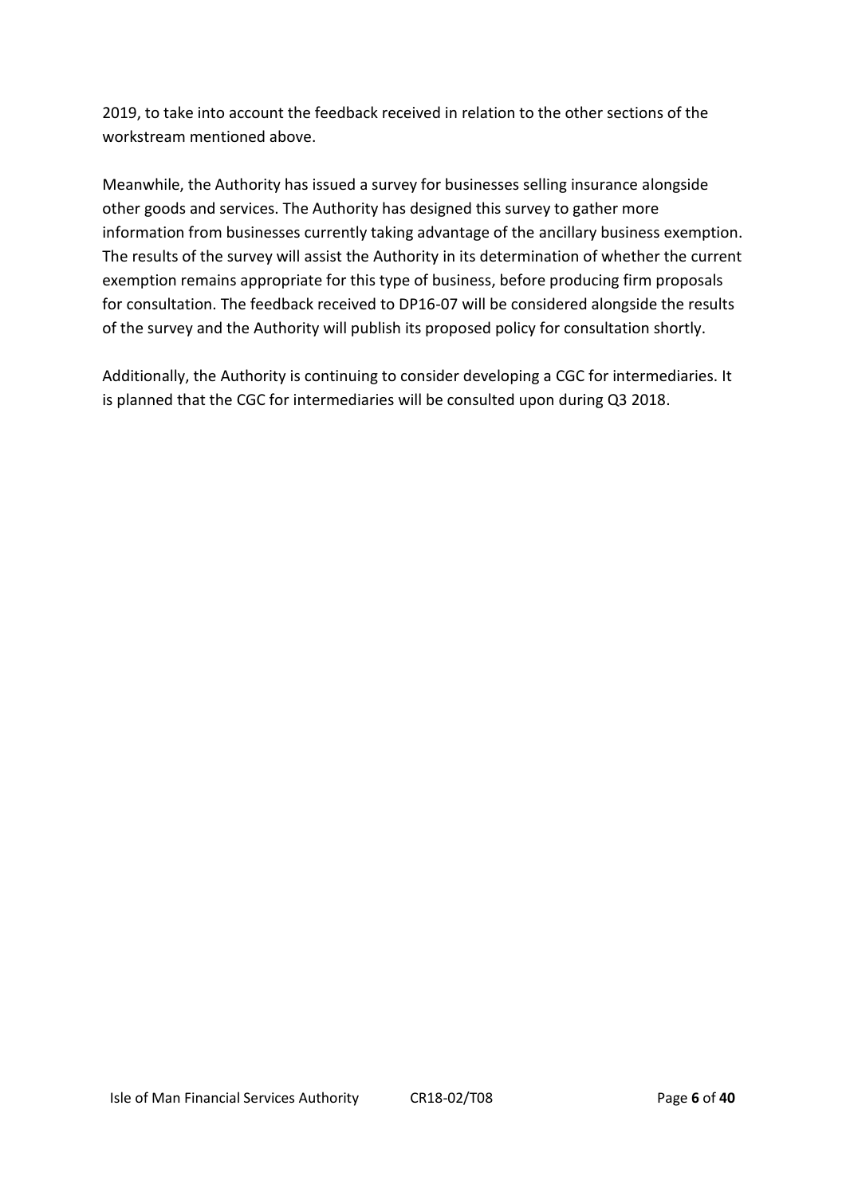2019, to take into account the feedback received in relation to the other sections of the workstream mentioned above.

Meanwhile, the Authority has issued a survey for businesses selling insurance alongside other goods and services. The Authority has designed this survey to gather more information from businesses currently taking advantage of the ancillary business exemption. The results of the survey will assist the Authority in its determination of whether the current exemption remains appropriate for this type of business, before producing firm proposals for consultation. The feedback received to DP16-07 will be considered alongside the results of the survey and the Authority will publish its proposed policy for consultation shortly.

Additionally, the Authority is continuing to consider developing a CGC for intermediaries. It is planned that the CGC for intermediaries will be consulted upon during Q3 2018.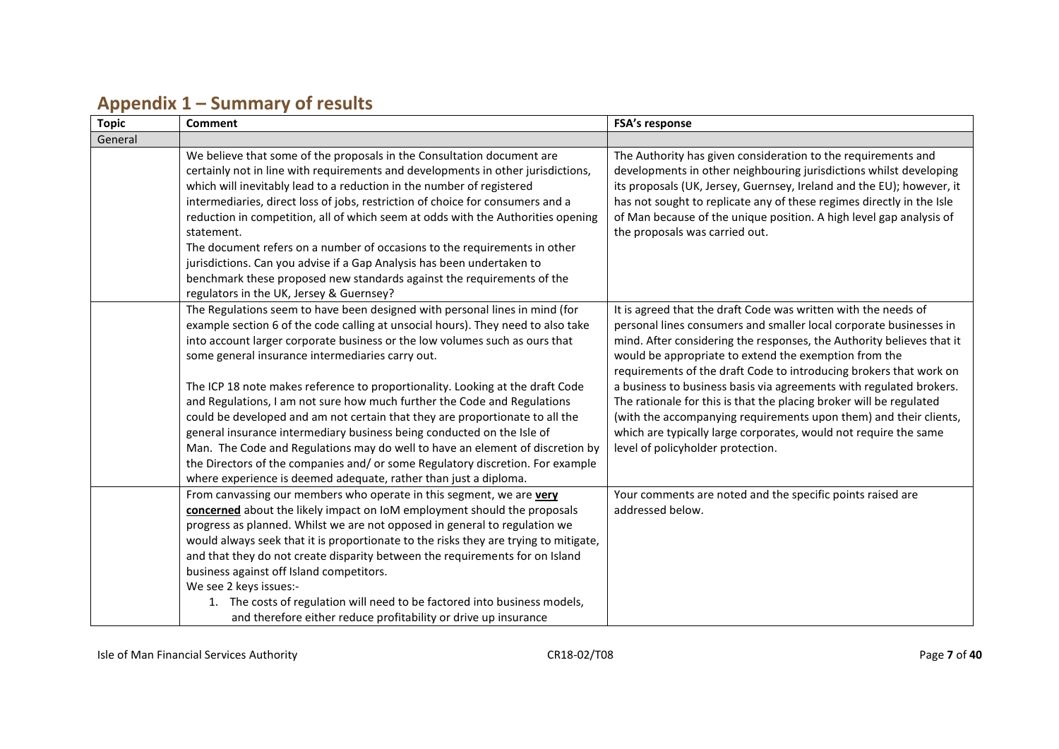## Appendix 1 – Summary of results

| Topic | Comment | FSA's response |
|---|---|---|
| General | | |
| | We believe that some of the proposals in the Consultation document are certainly not in line with requirements and developments in other jurisdictions, which will inevitably lead to a reduction in the number of registered intermediaries, direct loss of jobs, restriction of choice for consumers and a reduction in competition, all of which seem at odds with the Authorities opening statement.<br>The document refers on a number of occasions to the requirements in other jurisdictions. Can you advise if a Gap Analysis has been undertaken to benchmark these proposed new standards against the requirements of the regulators in the UK, Jersey & Guernsey? | The Authority has given consideration to the requirements and developments in other neighbouring jurisdictions whilst developing its proposals (UK, Jersey, Guernsey, Ireland and the EU); however, it has not sought to replicate any of these regimes directly in the Isle of Man because of the unique position. A high level gap analysis of the proposals was carried out. |
| | The Regulations seem to have been designed with personal lines in mind (for example section 6 of the code calling at unsocial hours). They need to also take into account larger corporate business or the low volumes such as ours that some general insurance intermediaries carry out.<br><br>The ICP 18 note makes reference to proportionality. Looking at the draft Code and Regulations, I am not sure how much further the Code and Regulations could be developed and am not certain that they are proportionate to all the general insurance intermediary business being conducted on the Isle of Man. The Code and Regulations may do well to have an element of discretion by the Directors of the companies and/ or some Regulatory discretion. For example where experience is deemed adequate, rather than just a diploma. | It is agreed that the draft Code was written with the needs of personal lines consumers and smaller local corporate businesses in mind. After considering the responses, the Authority believes that it would be appropriate to extend the exemption from the requirements of the draft Code to introducing brokers that work on a business to business basis via agreements with regulated brokers. The rationale for this is that the placing broker will be regulated (with the accompanying requirements upon them) and their clients, which are typically large corporates, would not require the same level of policyholder protection. |
| | From canvassing our members who operate in this segment, we are <u>**very concerned**</u> about the likely impact on IoM employment should the proposals progress as planned. Whilst we are not opposed in general to regulation we would always seek that it is proportionate to the risks they are trying to mitigate, and that they do not create disparity between the requirements for on Island business against off Island competitors.<br>We see 2 keys issues:-<br>1. The costs of regulation will need to be factored into business models, and therefore either reduce profitability or drive up insurance | Your comments are noted and the specific points raised are addressed below. |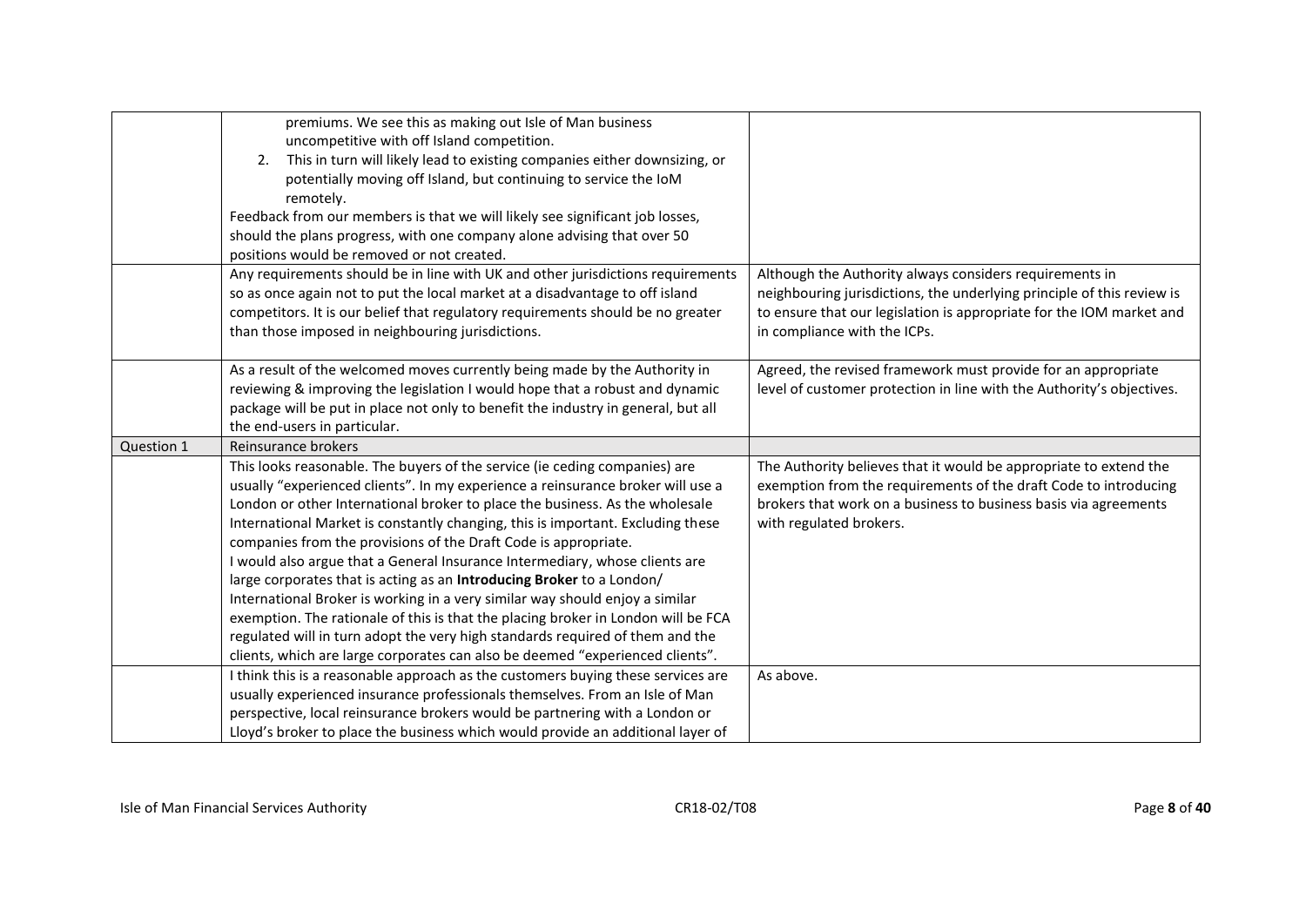| | | |
|---|---|---|
| | premiums. We see this as making out Isle of Man business uncompetitive with off Island competition.<br>2. This in turn will likely lead to existing companies either downsizing, or potentially moving off Island, but continuing to service the IoM remotely.<br>Feedback from our members is that we will likely see significant job losses, should the plans progress, with one company alone advising that over 50 positions would be removed or not created. | |
| | Any requirements should be in line with UK and other jurisdictions requirements so as once again not to put the local market at a disadvantage to off island competitors. It is our belief that regulatory requirements should be no greater than those imposed in neighbouring jurisdictions. | Although the Authority always considers requirements in neighbouring jurisdictions, the underlying principle of this review is to ensure that our legislation is appropriate for the IOM market and in compliance with the ICPs. |
| | As a result of the welcomed moves currently being made by the Authority in reviewing & improving the legislation I would hope that a robust and dynamic package will be put in place not only to benefit the industry in general, but all the end-users in particular. | Agreed, the revised framework must provide for an appropriate level of customer protection in line with the Authority's objectives. |
| Question 1 | Reinsurance brokers | |
| | This looks reasonable. The buyers of the service (ie ceding companies) are usually "experienced clients". In my experience a reinsurance broker will use a London or other International broker to place the business. As the wholesale International Market is constantly changing, this is important. Excluding these companies from the provisions of the Draft Code is appropriate.<br>I would also argue that a General Insurance Intermediary, whose clients are large corporates that is acting as an **Introducing Broker** to a London/ International Broker is working in a very similar way should enjoy a similar exemption. The rationale of this is that the placing broker in London will be FCA regulated will in turn adopt the very high standards required of them and the clients, which are large corporates can also be deemed "experienced clients". | The Authority believes that it would be appropriate to extend the exemption from the requirements of the draft Code to introducing brokers that work on a business to business basis via agreements with regulated brokers. |
| | I think this is a reasonable approach as the customers buying these services are usually experienced insurance professionals themselves. From an Isle of Man perspective, local reinsurance brokers would be partnering with a London or Lloyd's broker to place the business which would provide an additional layer of | As above. |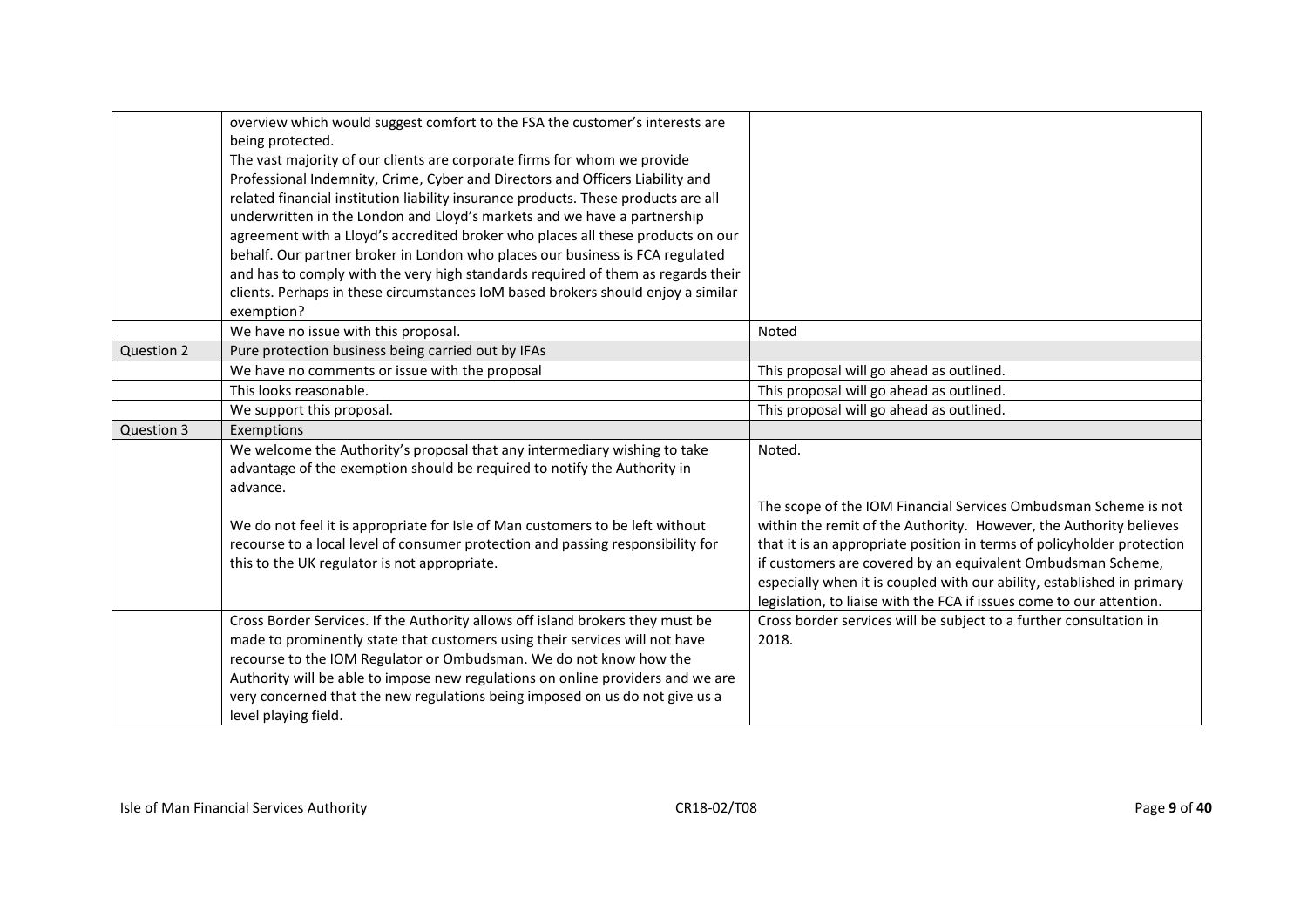| | | |
|---|---|---|
| | overview which would suggest comfort to the FSA the customer's interests are being protected.<br>The vast majority of our clients are corporate firms for whom we provide Professional Indemnity, Crime, Cyber and Directors and Officers Liability and related financial institution liability insurance products. These products are all underwritten in the London and Lloyd's markets and we have a partnership agreement with a Lloyd's accredited broker who places all these products on our behalf. Our partner broker in London who places our business is FCA regulated and has to comply with the very high standards required of them as regards their clients. Perhaps in these circumstances IoM based brokers should enjoy a similar exemption? | |
| | We have no issue with this proposal. | Noted |
| Question 2 | Pure protection business being carried out by IFAs | |
| | We have no comments or issue with the proposal | This proposal will go ahead as outlined. |
| | This looks reasonable. | This proposal will go ahead as outlined. |
| | We support this proposal. | This proposal will go ahead as outlined. |
| Question 3 | Exemptions | |
| | We welcome the Authority's proposal that any intermediary wishing to take advantage of the exemption should be required to notify the Authority in advance.<br><br>We do not feel it is appropriate for Isle of Man customers to be left without recourse to a local level of consumer protection and passing responsibility for this to the UK regulator is not appropriate. | Noted.<br><br>The scope of the IOM Financial Services Ombudsman Scheme is not within the remit of the Authority. However, the Authority believes that it is an appropriate position in terms of policyholder protection if customers are covered by an equivalent Ombudsman Scheme, especially when it is coupled with our ability, established in primary legislation, to liaise with the FCA if issues come to our attention. |
| | Cross Border Services. If the Authority allows off island brokers they must be made to prominently state that customers using their services will not have recourse to the IOM Regulator or Ombudsman. We do not know how the Authority will be able to impose new regulations on online providers and we are very concerned that the new regulations being imposed on us do not give us a level playing field. | Cross border services will be subject to a further consultation in 2018. |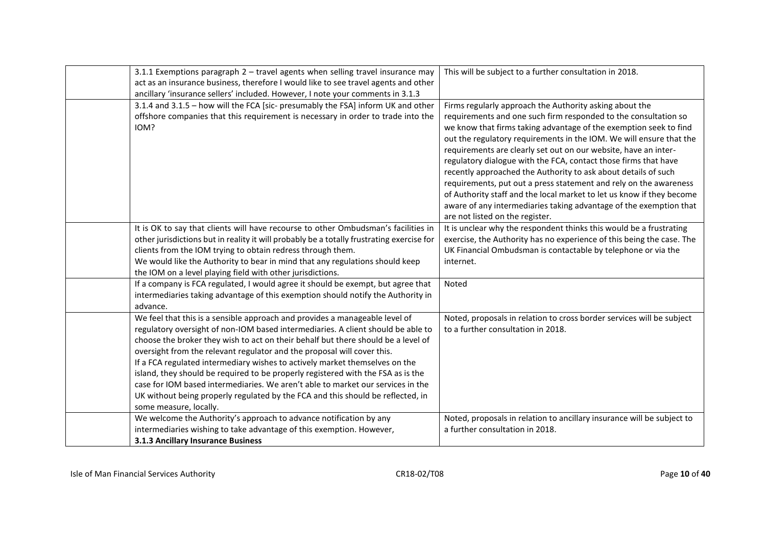|  |  |  |
|---|---|---|
|  | 3.1.1 Exemptions paragraph 2 – travel agents when selling travel insurance may act as an insurance business, therefore I would like to see travel agents and other ancillary 'insurance sellers' included. However, I note your comments in 3.1.3 | This will be subject to a further consultation in 2018. |
|  | 3.1.4 and 3.1.5 – how will the FCA [sic- presumably the FSA] inform UK and other offshore companies that this requirement is necessary in order to trade into the IOM? | Firms regularly approach the Authority asking about the requirements and one such firm responded to the consultation so we know that firms taking advantage of the exemption seek to find out the regulatory requirements in the IOM. We will ensure that the requirements are clearly set out on our website, have an inter-regulatory dialogue with the FCA, contact those firms that have recently approached the Authority to ask about details of such requirements, put out a press statement and rely on the awareness of Authority staff and the local market to let us know if they become aware of any intermediaries taking advantage of the exemption that are not listed on the register. |
|  | It is OK to say that clients will have recourse to other Ombudsman's facilities in other jurisdictions but in reality it will probably be a totally frustrating exercise for clients from the IOM trying to obtain redress through them.<br>We would like the Authority to bear in mind that any regulations should keep the IOM on a level playing field with other jurisdictions. | It is unclear why the respondent thinks this would be a frustrating exercise, the Authority has no experience of this being the case. The UK Financial Ombudsman is contactable by telephone or via the internet. |
|  | If a company is FCA regulated, I would agree it should be exempt, but agree that intermediaries taking advantage of this exemption should notify the Authority in advance. | Noted |
|  | We feel that this is a sensible approach and provides a manageable level of regulatory oversight of non-IOM based intermediaries. A client should be able to choose the broker they wish to act on their behalf but there should be a level of oversight from the relevant regulator and the proposal will cover this.<br>If a FCA regulated intermediary wishes to actively market themselves on the island, they should be required to be properly registered with the FSA as is the case for IOM based intermediaries. We aren't able to market our services in the UK without being properly regulated by the FCA and this should be reflected, in some measure, locally. | Noted, proposals in relation to cross border services will be subject to a further consultation in 2018. |
|  | We welcome the Authority's approach to advance notification by any intermediaries wishing to take advantage of this exemption. However,<br>**3.1.3 Ancillary Insurance Business** | Noted, proposals in relation to ancillary insurance will be subject to a further consultation in 2018. |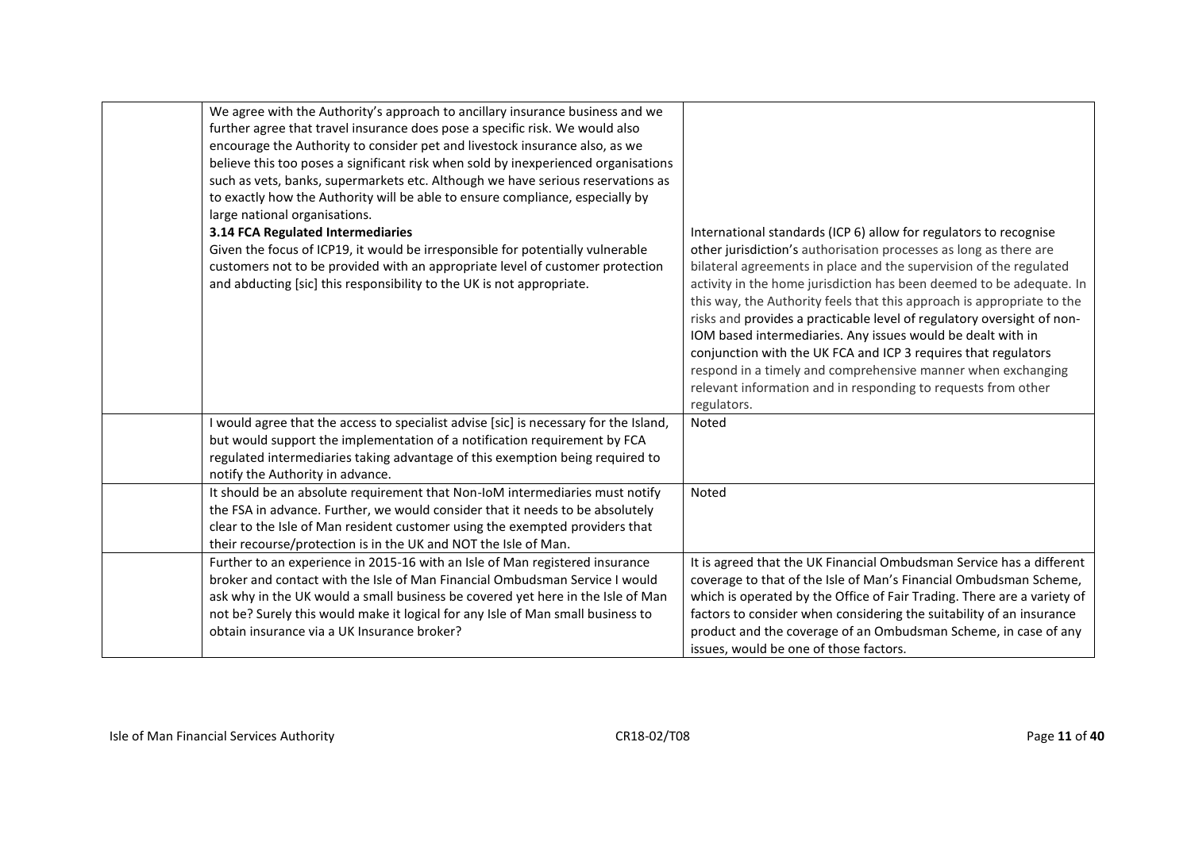| | | |
|---|---|---|
| | We agree with the Authority's approach to ancillary insurance business and we further agree that travel insurance does pose a specific risk. We would also encourage the Authority to consider pet and livestock insurance also, as we believe this too poses a significant risk when sold by inexperienced organisations such as vets, banks, supermarkets etc. Although we have serious reservations as to exactly how the Authority will be able to ensure compliance, especially by large national organisations.<br>**3.14 FCA Regulated Intermediaries**<br>Given the focus of ICP19, it would be irresponsible for potentially vulnerable customers not to be provided with an appropriate level of customer protection and abducting [sic] this responsibility to the UK is not appropriate. | International standards (ICP 6) allow for regulators to recognise other jurisdiction's authorisation processes as long as there are bilateral agreements in place and the supervision of the regulated activity in the home jurisdiction has been deemed to be adequate. In this way, the Authority feels that this approach is appropriate to the risks and provides a practicable level of regulatory oversight of non-IOM based intermediaries. Any issues would be dealt with in conjunction with the UK FCA and ICP 3 requires that regulators respond in a timely and comprehensive manner when exchanging relevant information and in responding to requests from other regulators. |
| | I would agree that the access to specialist advise [sic] is necessary for the Island, but would support the implementation of a notification requirement by FCA regulated intermediaries taking advantage of this exemption being required to notify the Authority in advance. | Noted |
| | It should be an absolute requirement that Non-IoM intermediaries must notify the FSA in advance. Further, we would consider that it needs to be absolutely clear to the Isle of Man resident customer using the exempted providers that their recourse/protection is in the UK and NOT the Isle of Man. | Noted |
| | Further to an experience in 2015-16 with an Isle of Man registered insurance broker and contact with the Isle of Man Financial Ombudsman Service I would ask why in the UK would a small business be covered yet here in the Isle of Man not be? Surely this would make it logical for any Isle of Man small business to obtain insurance via a UK Insurance broker? | It is agreed that the UK Financial Ombudsman Service has a different coverage to that of the Isle of Man's Financial Ombudsman Scheme, which is operated by the Office of Fair Trading. There are a variety of factors to consider when considering the suitability of an insurance product and the coverage of an Ombudsman Scheme, in case of any issues, would be one of those factors. |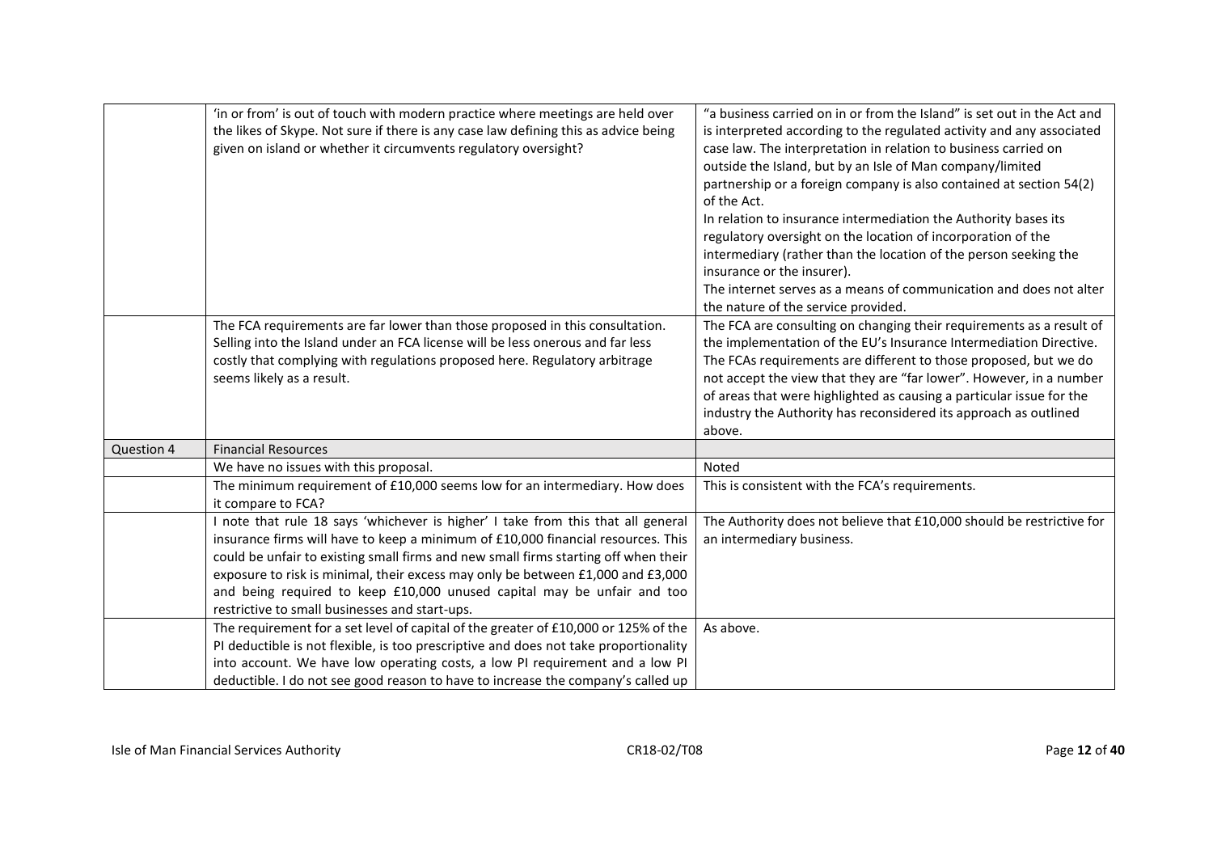| | | |
|---|---|---|
| | 'in or from' is out of touch with modern practice where meetings are held over the likes of Skype. Not sure if there is any case law defining this as advice being given on island or whether it circumvents regulatory oversight? | "a business carried on in or from the Island" is set out in the Act and is interpreted according to the regulated activity and any associated case law. The interpretation in relation to business carried on outside the Island, but by an Isle of Man company/limited partnership or a foreign company is also contained at section 54(2) of the Act.<br>In relation to insurance intermediation the Authority bases its regulatory oversight on the location of incorporation of the intermediary (rather than the location of the person seeking the insurance or the insurer).<br>The internet serves as a means of communication and does not alter the nature of the service provided. |
| | The FCA requirements are far lower than those proposed in this consultation. Selling into the Island under an FCA license will be less onerous and far less costly that complying with regulations proposed here. Regulatory arbitrage seems likely as a result. | The FCA are consulting on changing their requirements as a result of the implementation of the EU's Insurance Intermediation Directive. The FCAs requirements are different to those proposed, but we do not accept the view that they are "far lower". However, in a number of areas that were highlighted as causing a particular issue for the industry the Authority has reconsidered its approach as outlined above. |
| Question 4 | Financial Resources | |
| | We have no issues with this proposal. | Noted |
| | The minimum requirement of £10,000 seems low for an intermediary. How does it compare to FCA? | This is consistent with the FCA's requirements. |
| | I note that rule 18 says 'whichever is higher' I take from this that all general insurance firms will have to keep a minimum of £10,000 financial resources. This could be unfair to existing small firms and new small firms starting off when their exposure to risk is minimal, their excess may only be between £1,000 and £3,000 and being required to keep £10,000 unused capital may be unfair and too restrictive to small businesses and start-ups. | The Authority does not believe that £10,000 should be restrictive for an intermediary business. |
| | The requirement for a set level of capital of the greater of £10,000 or 125% of the PI deductible is not flexible, is too prescriptive and does not take proportionality into account. We have low operating costs, a low PI requirement and a low PI deductible. I do not see good reason to have to increase the company's called up | As above. |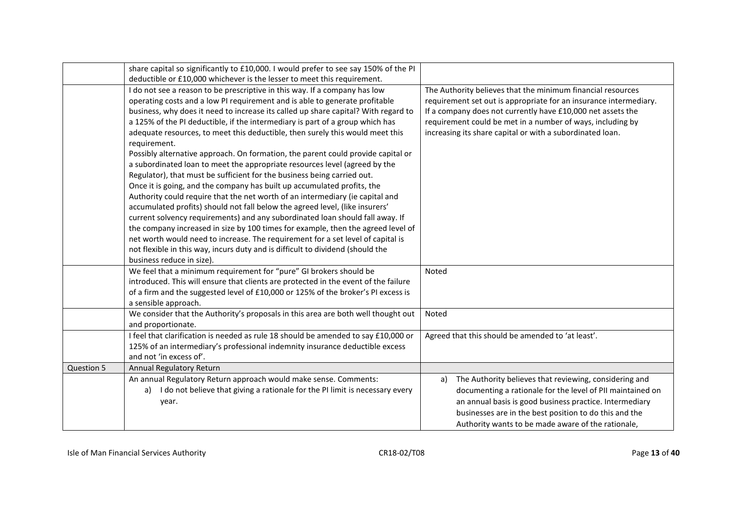| | | |
|---|---|---|
| | share capital so significantly to £10,000. I would prefer to see say 150% of the PI deductible or £10,000 whichever is the lesser to meet this requirement. | |
| | I do not see a reason to be prescriptive in this way. If a company has low operating costs and a low PI requirement and is able to generate profitable business, why does it need to increase its called up share capital? With regard to a 125% of the PI deductible, if the intermediary is part of a group which has adequate resources, to meet this deductible, then surely this would meet this requirement.<br>Possibly alternative approach. On formation, the parent could provide capital or a subordinated loan to meet the appropriate resources level (agreed by the Regulator), that must be sufficient for the business being carried out.<br>Once it is going, and the company has built up accumulated profits, the Authority could require that the net worth of an intermediary (ie capital and accumulated profits) should not fall below the agreed level, (like insurers' current solvency requirements) and any subordinated loan should fall away. If the company increased in size by 100 times for example, then the agreed level of net worth would need to increase. The requirement for a set level of capital is not flexible in this way, incurs duty and is difficult to dividend (should the business reduce in size). | The Authority believes that the minimum financial resources requirement set out is appropriate for an insurance intermediary. If a company does not currently have £10,000 net assets the requirement could be met in a number of ways, including by increasing its share capital or with a subordinated loan. |
| | We feel that a minimum requirement for "pure" GI brokers should be introduced. This will ensure that clients are protected in the event of the failure of a firm and the suggested level of £10,000 or 125% of the broker's PI excess is a sensible approach. | Noted |
| | We consider that the Authority's proposals in this area are both well thought out and proportionate. | Noted |
| | I feel that clarification is needed as rule 18 should be amended to say £10,000 or 125% of an intermediary's professional indemnity insurance deductible excess and not 'in excess of'. | Agreed that this should be amended to 'at least'. |
| Question 5 | Annual Regulatory Return | |
| | An annual Regulatory Return approach would make sense. Comments:<br>a) I do not believe that giving a rationale for the PI limit is necessary every year. | a) The Authority believes that reviewing, considering and documenting a rationale for the level of PII maintained on an annual basis is good business practice. Intermediary businesses are in the best position to do this and the Authority wants to be made aware of the rationale, |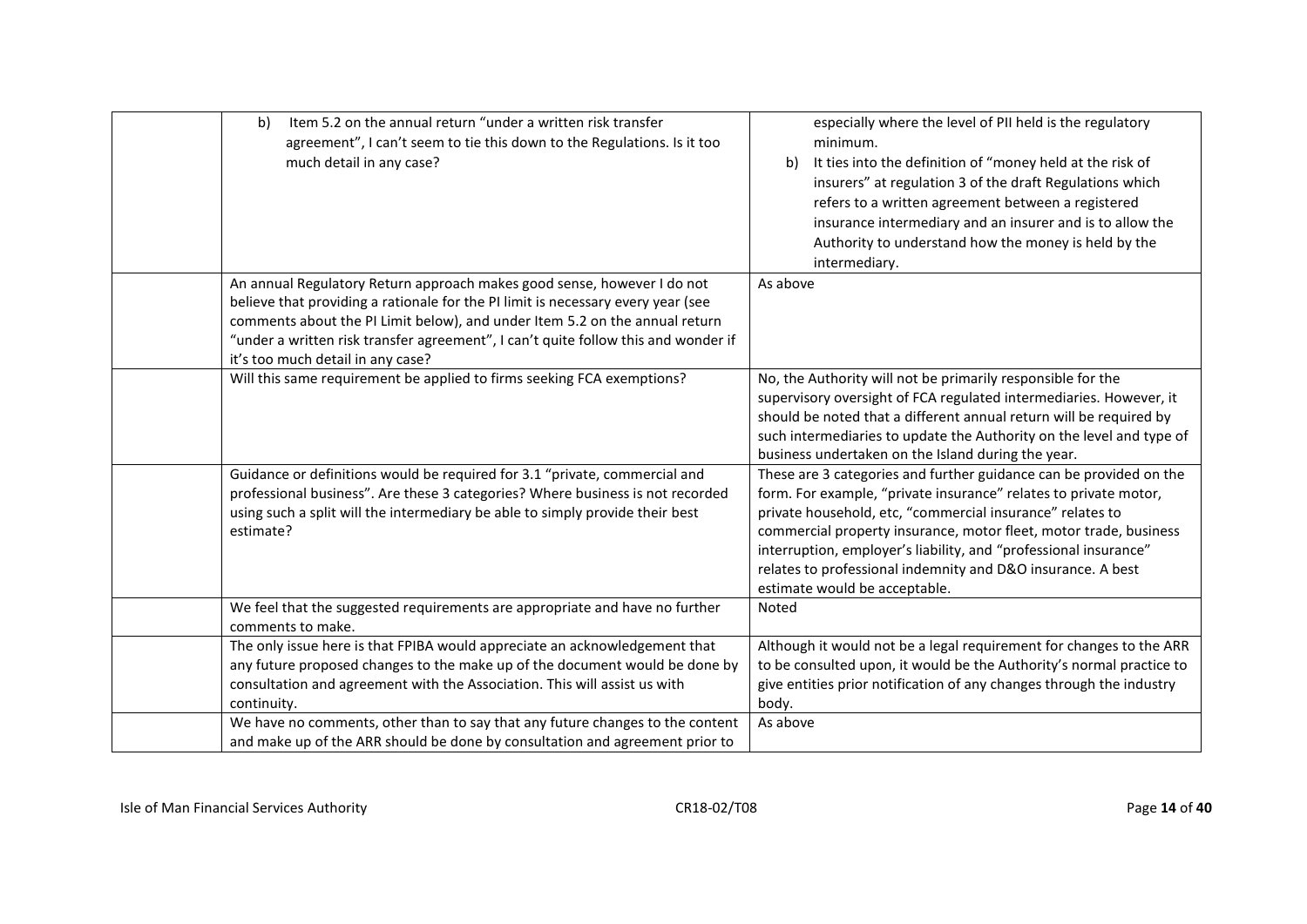| | | |
|---|---|---|
| | b) Item 5.2 on the annual return "under a written risk transfer agreement", I can't seem to tie this down to the Regulations. Is it too much detail in any case? | especially where the level of PII held is the regulatory minimum.<br>b) It ties into the definition of "money held at the risk of insurers" at regulation 3 of the draft Regulations which refers to a written agreement between a registered insurance intermediary and an insurer and is to allow the Authority to understand how the money is held by the intermediary. |
| | An annual Regulatory Return approach makes good sense, however I do not believe that providing a rationale for the PI limit is necessary every year (see comments about the PI Limit below), and under Item 5.2 on the annual return "under a written risk transfer agreement", I can't quite follow this and wonder if it's too much detail in any case? | As above |
| | Will this same requirement be applied to firms seeking FCA exemptions? | No, the Authority will not be primarily responsible for the supervisory oversight of FCA regulated intermediaries. However, it should be noted that a different annual return will be required by such intermediaries to update the Authority on the level and type of business undertaken on the Island during the year. |
| | Guidance or definitions would be required for 3.1 "private, commercial and professional business". Are these 3 categories? Where business is not recorded using such a split will the intermediary be able to simply provide their best estimate? | These are 3 categories and further guidance can be provided on the form. For example, "private insurance" relates to private motor, private household, etc, "commercial insurance" relates to commercial property insurance, motor fleet, motor trade, business interruption, employer's liability, and "professional insurance" relates to professional indemnity and D&O insurance. A best estimate would be acceptable. |
| | We feel that the suggested requirements are appropriate and have no further comments to make. | Noted |
| | The only issue here is that FPIBA would appreciate an acknowledgement that any future proposed changes to the make up of the document would be done by consultation and agreement with the Association. This will assist us with continuity. | Although it would not be a legal requirement for changes to the ARR to be consulted upon, it would be the Authority's normal practice to give entities prior notification of any changes through the industry body. |
| | We have no comments, other than to say that any future changes to the content and make up of the ARR should be done by consultation and agreement prior to | As above |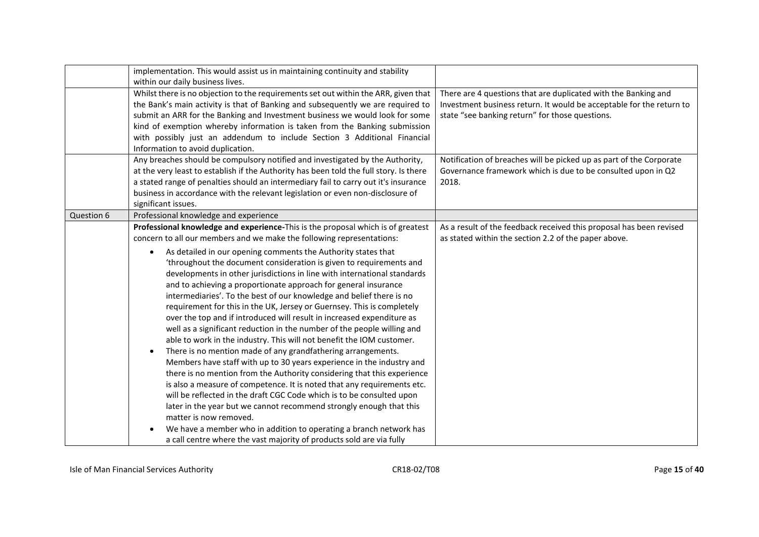| | | |
|---|---|---|
| | implementation. This would assist us in maintaining continuity and stability within our daily business lives. | |
| | Whilst there is no objection to the requirements set out within the ARR, given that the Bank's main activity is that of Banking and subsequently we are required to submit an ARR for the Banking and Investment business we would look for some kind of exemption whereby information is taken from the Banking submission with possibly just an addendum to include Section 3 Additional Financial Information to avoid duplication. | There are 4 questions that are duplicated with the Banking and Investment business return. It would be acceptable for the return to state "see banking return" for those questions. |
| | Any breaches should be compulsory notified and investigated by the Authority, at the very least to establish if the Authority has been told the full story. Is there a stated range of penalties should an intermediary fail to carry out it's insurance business in accordance with the relevant legislation or even non-disclosure of significant issues. | Notification of breaches will be picked up as part of the Corporate Governance framework which is due to be consulted upon in Q2 2018. |
| Question 6 | Professional knowledge and experience | |
| | **Professional knowledge and experience-**This is the proposal which is of greatest concern to all our members and we make the following representations:<br><br>• As detailed in our opening comments the Authority states that 'throughout the document consideration is given to requirements and developments in other jurisdictions in line with international standards and to achieving a proportionate approach for general insurance intermediaries'. To the best of our knowledge and belief there is no requirement for this in the UK, Jersey or Guernsey. This is completely over the top and if introduced will result in increased expenditure as well as a significant reduction in the number of the people willing and able to work in the industry. This will not benefit the IOM customer.<br>• There is no mention made of any grandfathering arrangements. Members have staff with up to 30 years experience in the industry and there is no mention from the Authority considering that this experience is also a measure of competence. It is noted that any requirements etc. will be reflected in the draft CGC Code which is to be consulted upon later in the year but we cannot recommend strongly enough that this matter is now removed.<br>• We have a member who in addition to operating a branch network has a call centre where the vast majority of products sold are via fully | As a result of the feedback received this proposal has been revised as stated within the section 2.2 of the paper above. |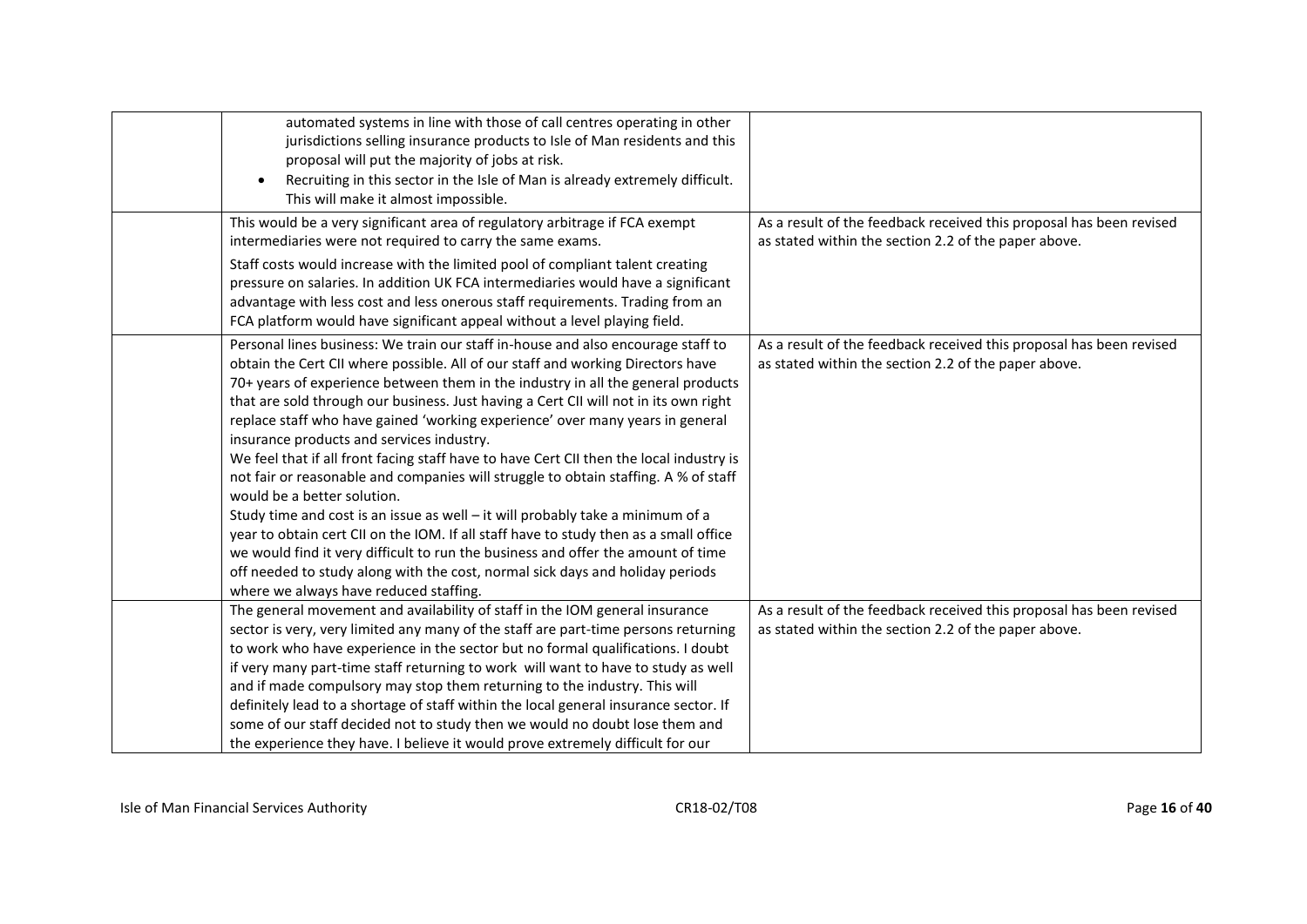| | | |
|---|---|---|
| | automated systems in line with those of call centres operating in other jurisdictions selling insurance products to Isle of Man residents and this proposal will put the majority of jobs at risk.<br>• Recruiting in this sector in the Isle of Man is already extremely difficult. This will make it almost impossible. | |
| | This would be a very significant area of regulatory arbitrage if FCA exempt intermediaries were not required to carry the same exams.<br><br>Staff costs would increase with the limited pool of compliant talent creating pressure on salaries. In addition UK FCA intermediaries would have a significant advantage with less cost and less onerous staff requirements. Trading from an FCA platform would have significant appeal without a level playing field. | As a result of the feedback received this proposal has been revised as stated within the section 2.2 of the paper above. |
| | Personal lines business: We train our staff in-house and also encourage staff to obtain the Cert CII where possible. All of our staff and working Directors have 70+ years of experience between them in the industry in all the general products that are sold through our business. Just having a Cert CII will not in its own right replace staff who have gained 'working experience' over many years in general insurance products and services industry.<br>We feel that if all front facing staff have to have Cert CII then the local industry is not fair or reasonable and companies will struggle to obtain staffing. A % of staff would be a better solution.<br>Study time and cost is an issue as well – it will probably take a minimum of a year to obtain cert CII on the IOM. If all staff have to study then as a small office we would find it very difficult to run the business and offer the amount of time off needed to study along with the cost, normal sick days and holiday periods where we always have reduced staffing. | As a result of the feedback received this proposal has been revised as stated within the section 2.2 of the paper above. |
| | The general movement and availability of staff in the IOM general insurance sector is very, very limited any many of the staff are part-time persons returning to work who have experience in the sector but no formal qualifications. I doubt if very many part-time staff returning to work will want to have to study as well and if made compulsory may stop them returning to the industry. This will definitely lead to a shortage of staff within the local general insurance sector. If some of our staff decided not to study then we would no doubt lose them and the experience they have. I believe it would prove extremely difficult for our | As a result of the feedback received this proposal has been revised as stated within the section 2.2 of the paper above. |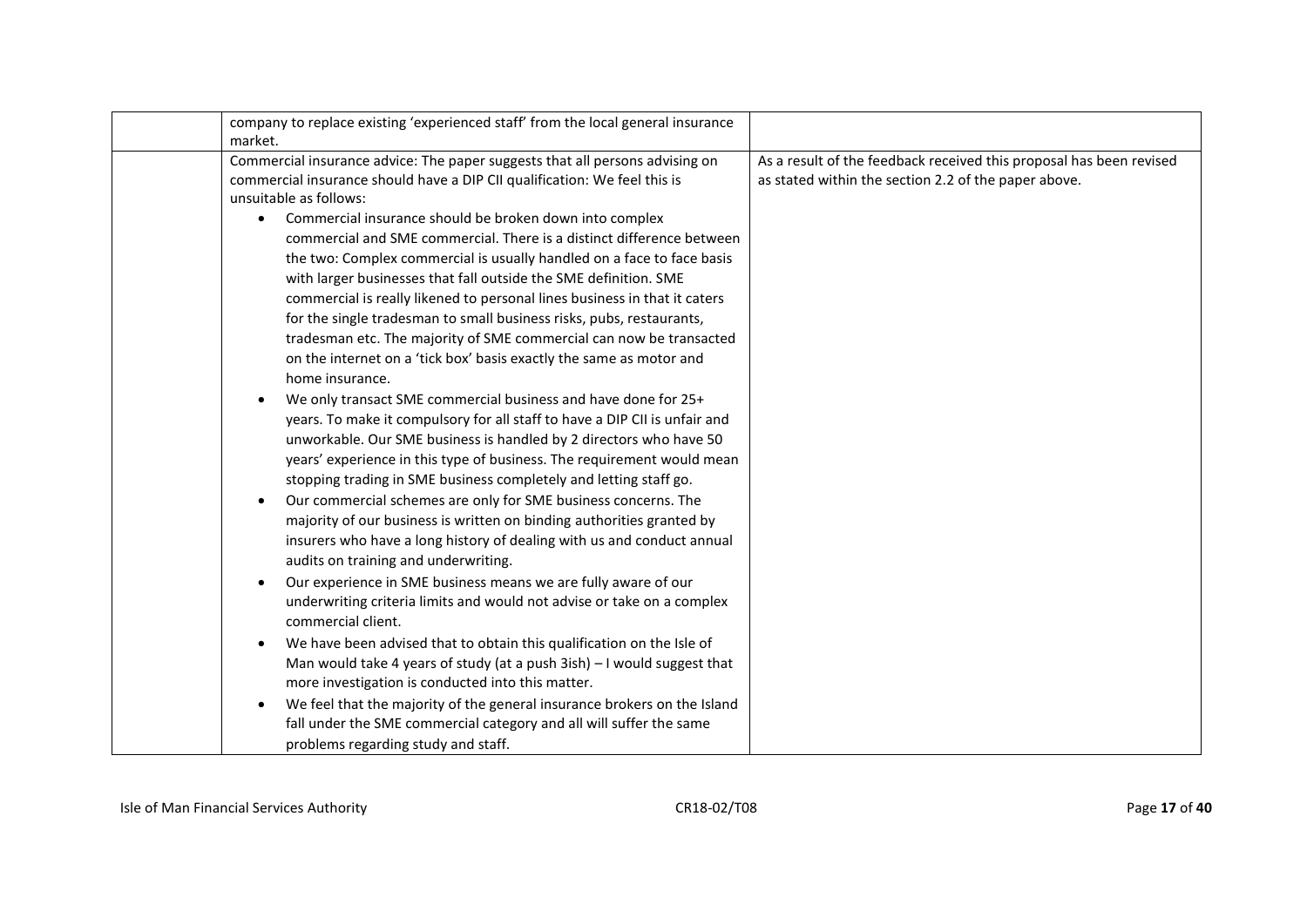| | | |
|---|---|---|
| | company to replace existing 'experienced staff' from the local general insurance market. | |
| | Commercial insurance advice: The paper suggests that all persons advising on commercial insurance should have a DIP CII qualification: We feel this is unsuitable as follows:<br>• Commercial insurance should be broken down into complex commercial and SME commercial. There is a distinct difference between the two: Complex commercial is usually handled on a face to face basis with larger businesses that fall outside the SME definition. SME commercial is really likened to personal lines business in that it caters for the single tradesman to small business risks, pubs, restaurants, tradesman etc. The majority of SME commercial can now be transacted on the internet on a 'tick box' basis exactly the same as motor and home insurance.<br>• We only transact SME commercial business and have done for 25+ years. To make it compulsory for all staff to have a DIP CII is unfair and unworkable. Our SME business is handled by 2 directors who have 50 years' experience in this type of business. The requirement would mean stopping trading in SME business completely and letting staff go.<br>• Our commercial schemes are only for SME business concerns. The majority of our business is written on binding authorities granted by insurers who have a long history of dealing with us and conduct annual audits on training and underwriting.<br>• Our experience in SME business means we are fully aware of our underwriting criteria limits and would not advise or take on a complex commercial client.<br>• We have been advised that to obtain this qualification on the Isle of Man would take 4 years of study (at a push 3ish) – I would suggest that more investigation is conducted into this matter.<br>• We feel that the majority of the general insurance brokers on the Island fall under the SME commercial category and all will suffer the same problems regarding study and staff. | As a result of the feedback received this proposal has been revised as stated within the section 2.2 of the paper above. |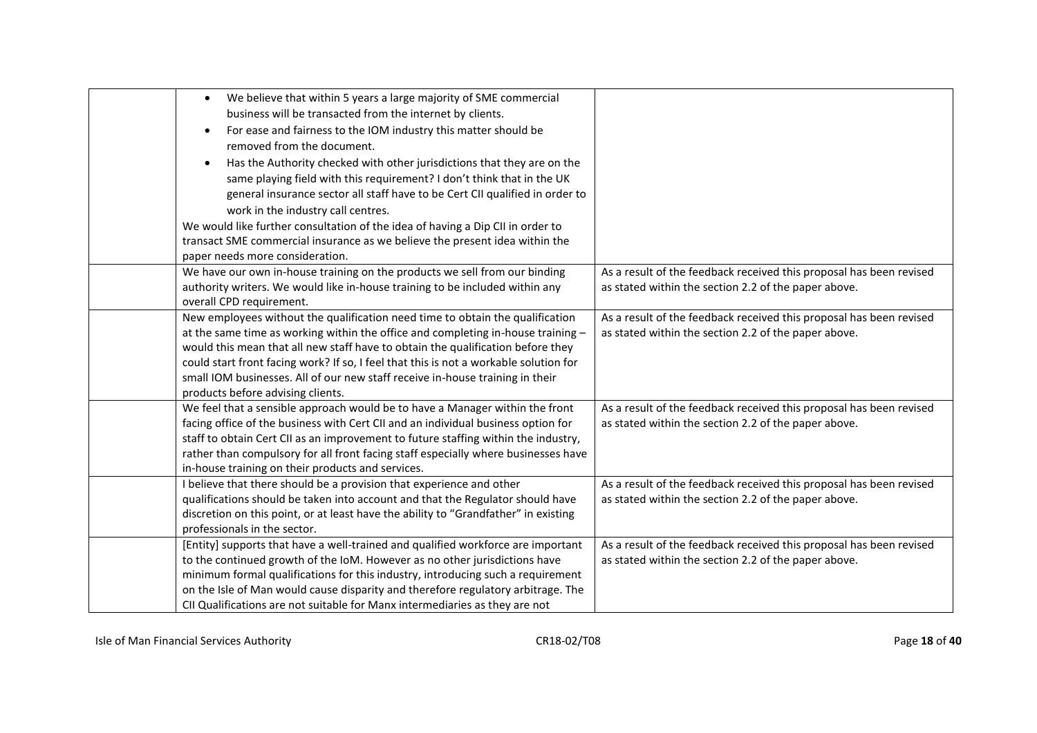| | | |
|---|---|---|
| | • We believe that within 5 years a large majority of SME commercial business will be transacted from the internet by clients.<br>• For ease and fairness to the IOM industry this matter should be removed from the document.<br>• Has the Authority checked with other jurisdictions that they are on the same playing field with this requirement? I don't think that in the UK general insurance sector all staff have to be Cert CII qualified in order to work in the industry call centres.<br>We would like further consultation of the idea of having a Dip CII in order to transact SME commercial insurance as we believe the present idea within the paper needs more consideration. | |
| | We have our own in-house training on the products we sell from our binding authority writers. We would like in-house training to be included within any overall CPD requirement. | As a result of the feedback received this proposal has been revised as stated within the section 2.2 of the paper above. |
| | New employees without the qualification need time to obtain the qualification at the same time as working within the office and completing in-house training – would this mean that all new staff have to obtain the qualification before they could start front facing work? If so, I feel that this is not a workable solution for small IOM businesses. All of our new staff receive in-house training in their products before advising clients. | As a result of the feedback received this proposal has been revised as stated within the section 2.2 of the paper above. |
| | We feel that a sensible approach would be to have a Manager within the front facing office of the business with Cert CII and an individual business option for staff to obtain Cert CII as an improvement to future staffing within the industry, rather than compulsory for all front facing staff especially where businesses have in-house training on their products and services. | As a result of the feedback received this proposal has been revised as stated within the section 2.2 of the paper above. |
| | I believe that there should be a provision that experience and other qualifications should be taken into account and that the Regulator should have discretion on this point, or at least have the ability to "Grandfather" in existing professionals in the sector. | As a result of the feedback received this proposal has been revised as stated within the section 2.2 of the paper above. |
| | [Entity] supports that have a well-trained and qualified workforce are important to the continued growth of the IoM. However as no other jurisdictions have minimum formal qualifications for this industry, introducing such a requirement on the Isle of Man would cause disparity and therefore regulatory arbitrage. The CII Qualifications are not suitable for Manx intermediaries as they are not | As a result of the feedback received this proposal has been revised as stated within the section 2.2 of the paper above. |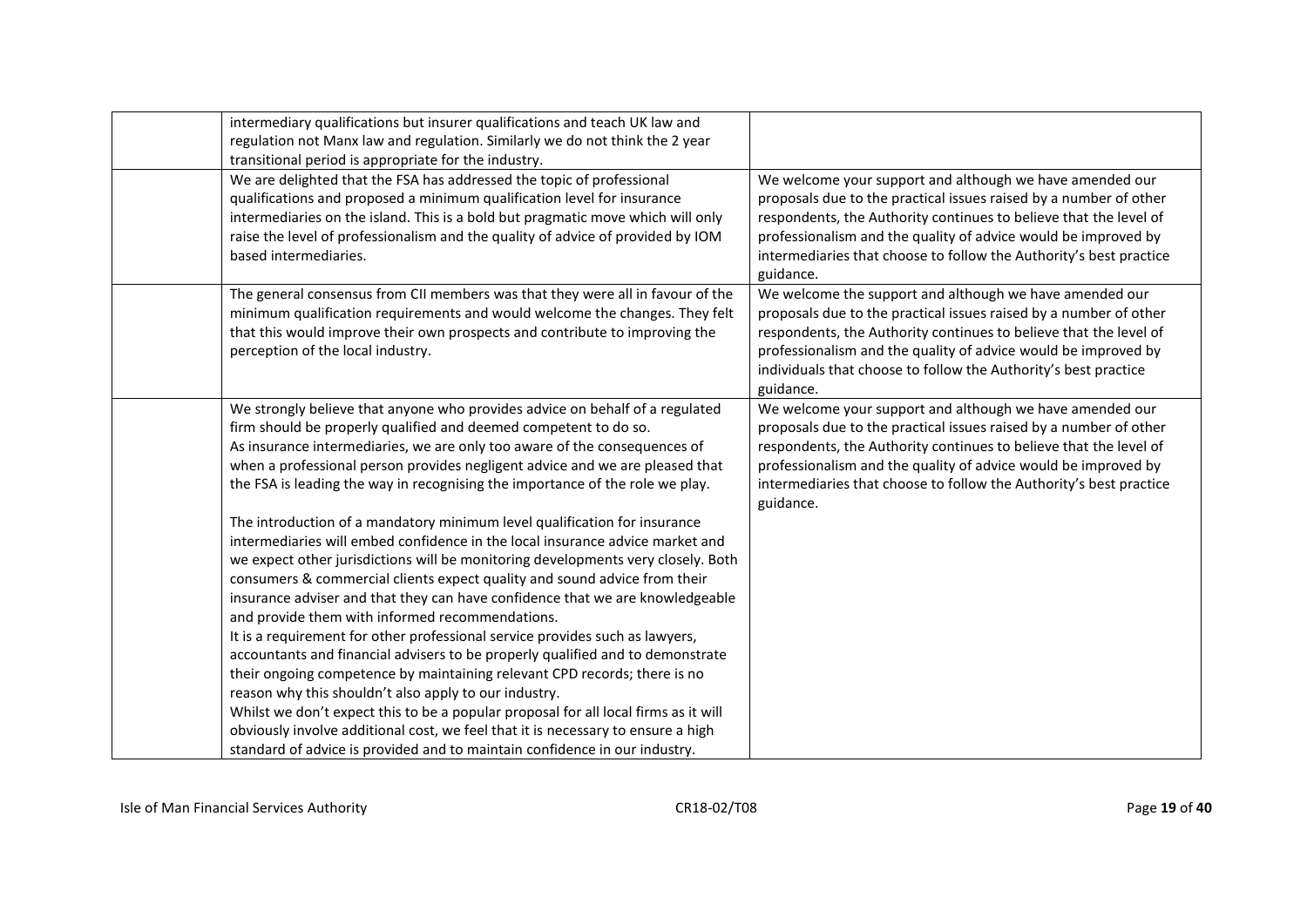|  |  |  |
|---|---|---|
|  | intermediary qualifications but insurer qualifications and teach UK law and regulation not Manx law and regulation. Similarly we do not think the 2 year transitional period is appropriate for the industry. |  |
|  | We are delighted that the FSA has addressed the topic of professional qualifications and proposed a minimum qualification level for insurance intermediaries on the island. This is a bold but pragmatic move which will only raise the level of professionalism and the quality of advice of provided by IOM based intermediaries. | We welcome your support and although we have amended our proposals due to the practical issues raised by a number of other respondents, the Authority continues to believe that the level of professionalism and the quality of advice would be improved by intermediaries that choose to follow the Authority's best practice guidance. |
|  | The general consensus from CII members was that they were all in favour of the minimum qualification requirements and would welcome the changes. They felt that this would improve their own prospects and contribute to improving the perception of the local industry. | We welcome the support and although we have amended our proposals due to the practical issues raised by a number of other respondents, the Authority continues to believe that the level of professionalism and the quality of advice would be improved by individuals that choose to follow the Authority's best practice guidance. |
|  | We strongly believe that anyone who provides advice on behalf of a regulated firm should be properly qualified and deemed competent to do so.<br>As insurance intermediaries, we are only too aware of the consequences of when a professional person provides negligent advice and we are pleased that the FSA is leading the way in recognising the importance of the role we play.<br><br>The introduction of a mandatory minimum level qualification for insurance intermediaries will embed confidence in the local insurance advice market and we expect other jurisdictions will be monitoring developments very closely. Both consumers & commercial clients expect quality and sound advice from their insurance adviser and that they can have confidence that we are knowledgeable and provide them with informed recommendations.<br>It is a requirement for other professional service provides such as lawyers, accountants and financial advisers to be properly qualified and to demonstrate their ongoing competence by maintaining relevant CPD records; there is no reason why this shouldn't also apply to our industry.<br>Whilst we don't expect this to be a popular proposal for all local firms as it will obviously involve additional cost, we feel that it is necessary to ensure a high standard of advice is provided and to maintain confidence in our industry. | We welcome your support and although we have amended our proposals due to the practical issues raised by a number of other respondents, the Authority continues to believe that the level of professionalism and the quality of advice would be improved by intermediaries that choose to follow the Authority's best practice guidance. |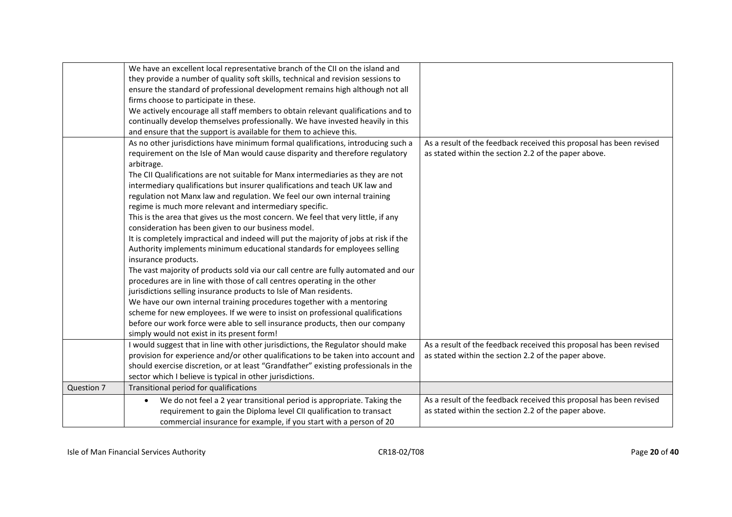| | | |
|---|---|---|
| | We have an excellent local representative branch of the CII on the island and they provide a number of quality soft skills, technical and revision sessions to ensure the standard of professional development remains high although not all firms choose to participate in these.<br>We actively encourage all staff members to obtain relevant qualifications and to continually develop themselves professionally. We have invested heavily in this and ensure that the support is available for them to achieve this. | |
| | As no other jurisdictions have minimum formal qualifications, introducing such a requirement on the Isle of Man would cause disparity and therefore regulatory arbitrage.<br>The CII Qualifications are not suitable for Manx intermediaries as they are not intermediary qualifications but insurer qualifications and teach UK law and regulation not Manx law and regulation. We feel our own internal training regime is much more relevant and intermediary specific.<br>This is the area that gives us the most concern. We feel that very little, if any consideration has been given to our business model.<br>It is completely impractical and indeed will put the majority of jobs at risk if the Authority implements minimum educational standards for employees selling insurance products.<br>The vast majority of products sold via our call centre are fully automated and our procedures are in line with those of call centres operating in the other jurisdictions selling insurance products to Isle of Man residents.<br>We have our own internal training procedures together with a mentoring scheme for new employees. If we were to insist on professional qualifications before our work force were able to sell insurance products, then our company simply would not exist in its present form! | As a result of the feedback received this proposal has been revised as stated within the section 2.2 of the paper above. |
| | I would suggest that in line with other jurisdictions, the Regulator should make provision for experience and/or other qualifications to be taken into account and should exercise discretion, or at least "Grandfather" existing professionals in the sector which I believe is typical in other jurisdictions. | As a result of the feedback received this proposal has been revised as stated within the section 2.2 of the paper above. |
| Question 7 | Transitional period for qualifications | |
| | • We do not feel a 2 year transitional period is appropriate. Taking the requirement to gain the Diploma level CII qualification to transact commercial insurance for example, if you start with a person of 20 | As a result of the feedback received this proposal has been revised as stated within the section 2.2 of the paper above. |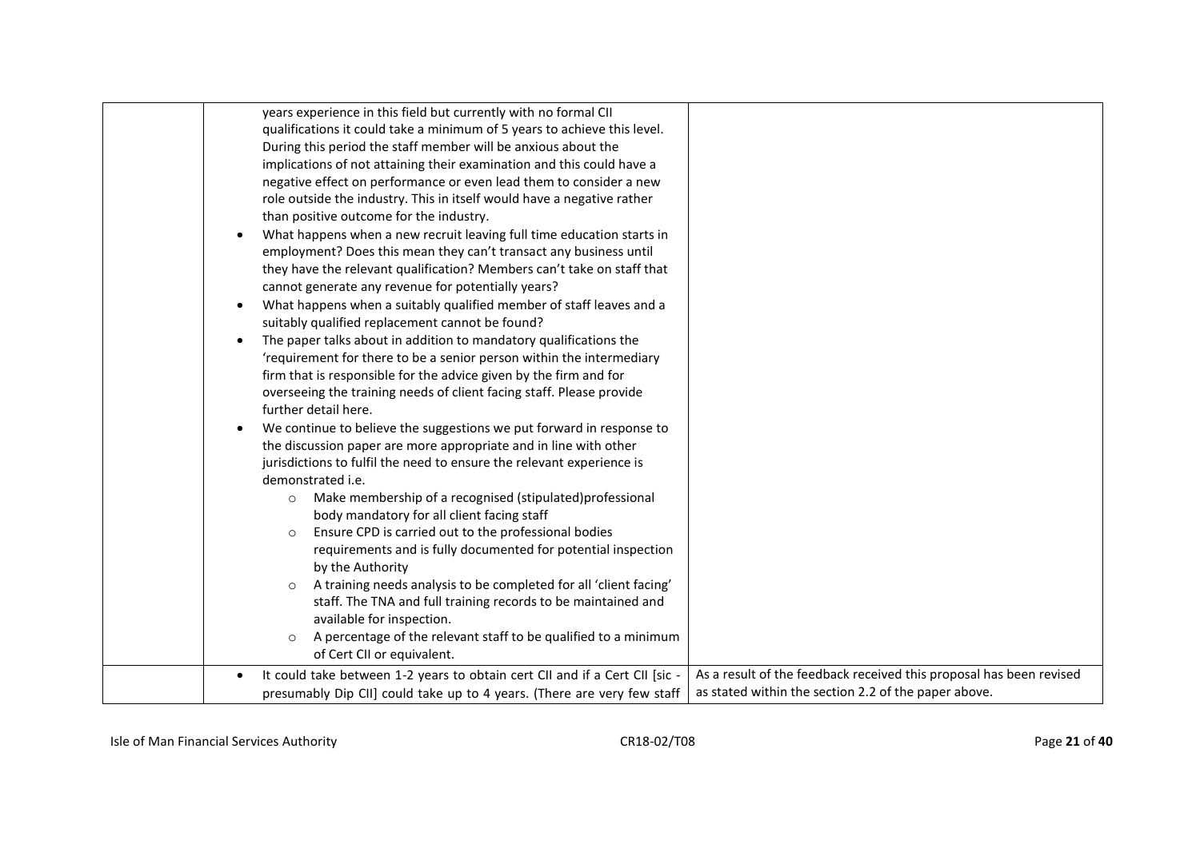| | | |
|---|---|---|
| | years experience in this field but currently with no formal CII qualifications it could take a minimum of 5 years to achieve this level. During this period the staff member will be anxious about the implications of not attaining their examination and this could have a negative effect on performance or even lead them to consider a new role outside the industry. This in itself would have a negative rather than positive outcome for the industry.<br>• What happens when a new recruit leaving full time education starts in employment? Does this mean they can't transact any business until they have the relevant qualification? Members can't take on staff that cannot generate any revenue for potentially years?<br>• What happens when a suitably qualified member of staff leaves and a suitably qualified replacement cannot be found?<br>• The paper talks about in addition to mandatory qualifications the 'requirement for there to be a senior person within the intermediary firm that is responsible for the advice given by the firm and for overseeing the training needs of client facing staff. Please provide further detail here.<br>• We continue to believe the suggestions we put forward in response to the discussion paper are more appropriate and in line with other jurisdictions to fulfil the need to ensure the relevant experience is demonstrated i.e.<br>  ○ Make membership of a recognised (stipulated)professional body mandatory for all client facing staff<br>  ○ Ensure CPD is carried out to the professional bodies requirements and is fully documented for potential inspection by the Authority<br>  ○ A training needs analysis to be completed for all 'client facing' staff. The TNA and full training records to be maintained and available for inspection.<br>  ○ A percentage of the relevant staff to be qualified to a minimum of Cert CII or equivalent. | |
| | • It could take between 1-2 years to obtain cert CII and if a Cert CII [sic - presumably Dip CII] could take up to 4 years. (There are very few staff | As a result of the feedback received this proposal has been revised as stated within the section 2.2 of the paper above. |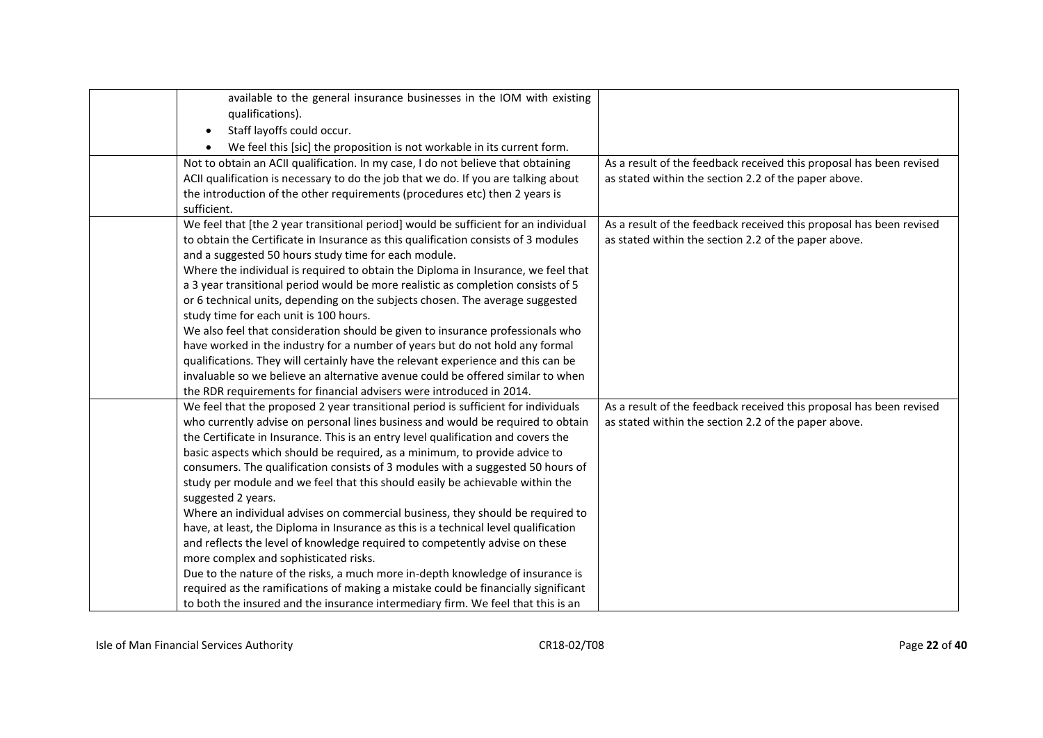| | | |
|---|---|---|
| | available to the general insurance businesses in the IOM with existing qualifications).<br>• Staff layoffs could occur.<br>• We feel this [sic] the proposition is not workable in its current form. | |
| | Not to obtain an ACII qualification. In my case, I do not believe that obtaining ACII qualification is necessary to do the job that we do. If you are talking about the introduction of the other requirements (procedures etc) then 2 years is sufficient. | As a result of the feedback received this proposal has been revised as stated within the section 2.2 of the paper above. |
| | We feel that [the 2 year transitional period] would be sufficient for an individual to obtain the Certificate in Insurance as this qualification consists of 3 modules and a suggested 50 hours study time for each module.<br>Where the individual is required to obtain the Diploma in Insurance, we feel that a 3 year transitional period would be more realistic as completion consists of 5 or 6 technical units, depending on the subjects chosen. The average suggested study time for each unit is 100 hours.<br>We also feel that consideration should be given to insurance professionals who have worked in the industry for a number of years but do not hold any formal qualifications. They will certainly have the relevant experience and this can be invaluable so we believe an alternative avenue could be offered similar to when the RDR requirements for financial advisers were introduced in 2014. | As a result of the feedback received this proposal has been revised as stated within the section 2.2 of the paper above. |
| | We feel that the proposed 2 year transitional period is sufficient for individuals who currently advise on personal lines business and would be required to obtain the Certificate in Insurance. This is an entry level qualification and covers the basic aspects which should be required, as a minimum, to provide advice to consumers. The qualification consists of 3 modules with a suggested 50 hours of study per module and we feel that this should easily be achievable within the suggested 2 years.<br>Where an individual advises on commercial business, they should be required to have, at least, the Diploma in Insurance as this is a technical level qualification and reflects the level of knowledge required to competently advise on these more complex and sophisticated risks.<br>Due to the nature of the risks, a much more in-depth knowledge of insurance is required as the ramifications of making a mistake could be financially significant to both the insured and the insurance intermediary firm. We feel that this is an | As a result of the feedback received this proposal has been revised as stated within the section 2.2 of the paper above. |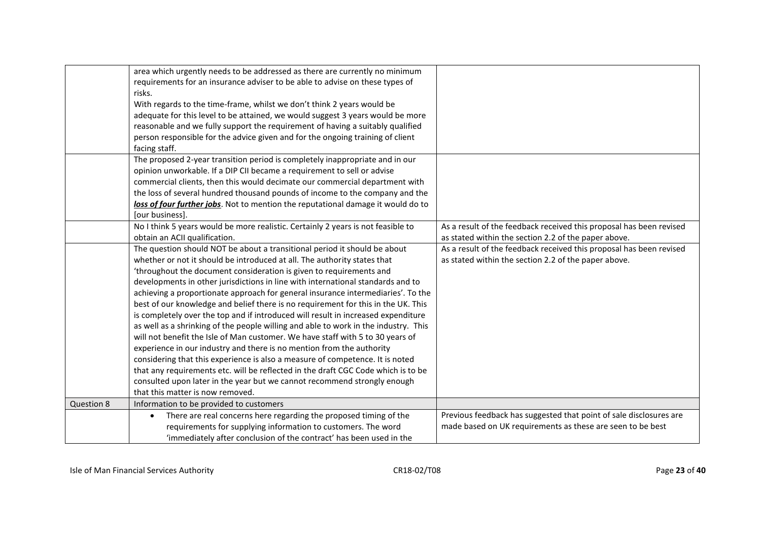| | | |
|---|---|---|
| | area which urgently needs to be addressed as there are currently no minimum requirements for an insurance adviser to be able to advise on these types of risks.<br>With regards to the time-frame, whilst we don't think 2 years would be adequate for this level to be attained, we would suggest 3 years would be more reasonable and we fully support the requirement of having a suitably qualified person responsible for the advice given and for the ongoing training of client facing staff. | |
| | The proposed 2-year transition period is completely inappropriate and in our opinion unworkable. If a DIP CII became a requirement to sell or advise commercial clients, then this would decimate our commercial department with the loss of several hundred thousand pounds of income to the company and the ***loss of four further jobs***. Not to mention the reputational damage it would do to [our business]. | |
| | No I think 5 years would be more realistic. Certainly 2 years is not feasible to obtain an ACII qualification. | As a result of the feedback received this proposal has been revised as stated within the section 2.2 of the paper above. |
| | The question should NOT be about a transitional period it should be about whether or not it should be introduced at all. The authority states that 'throughout the document consideration is given to requirements and developments in other jurisdictions in line with international standards and to achieving a proportionate approach for general insurance intermediaries'. To the best of our knowledge and belief there is no requirement for this in the UK. This is completely over the top and if introduced will result in increased expenditure as well as a shrinking of the people willing and able to work in the industry. This will not benefit the Isle of Man customer. We have staff with 5 to 30 years of experience in our industry and there is no mention from the authority considering that this experience is also a measure of competence. It is noted that any requirements etc. will be reflected in the draft CGC Code which is to be consulted upon later in the year but we cannot recommend strongly enough that this matter is now removed. | As a result of the feedback received this proposal has been revised as stated within the section 2.2 of the paper above. |
| Question 8 | Information to be provided to customers | |
| | • There are real concerns here regarding the proposed timing of the requirements for supplying information to customers. The word 'immediately after conclusion of the contract' has been used in the | Previous feedback has suggested that point of sale disclosures are made based on UK requirements as these are seen to be best |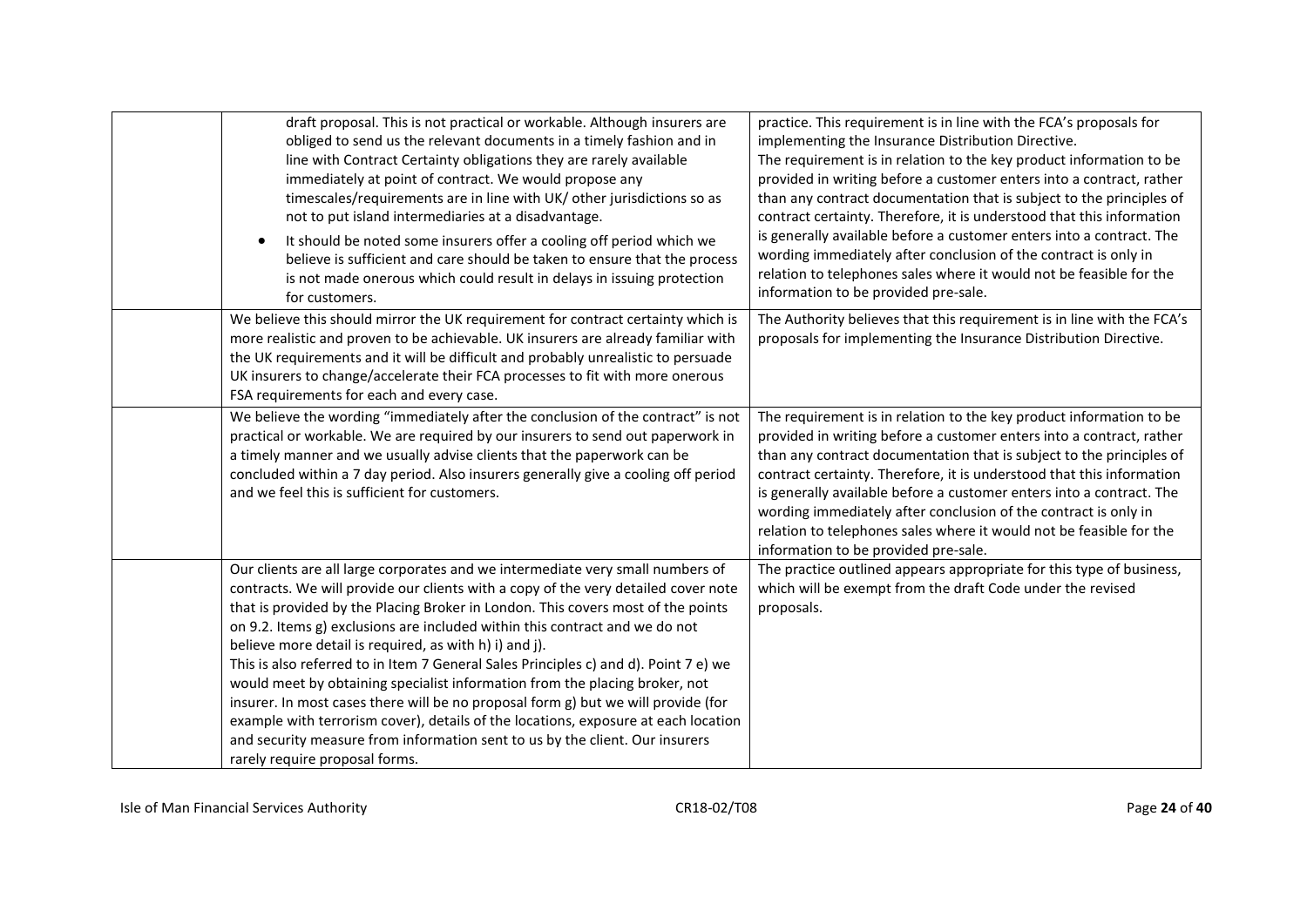| | | |
|---|---|---|
| | draft proposal. This is not practical or workable. Although insurers are obliged to send us the relevant documents in a timely fashion and in line with Contract Certainty obligations they are rarely available immediately at point of contract. We would propose any timescales/requirements are in line with UK/ other jurisdictions so as not to put island intermediaries at a disadvantage.<br>• It should be noted some insurers offer a cooling off period which we believe is sufficient and care should be taken to ensure that the process is not made onerous which could result in delays in issuing protection for customers. | practice. This requirement is in line with the FCA's proposals for implementing the Insurance Distribution Directive.<br>The requirement is in relation to the key product information to be provided in writing before a customer enters into a contract, rather than any contract documentation that is subject to the principles of contract certainty. Therefore, it is understood that this information is generally available before a customer enters into a contract. The wording immediately after conclusion of the contract is only in relation to telephones sales where it would not be feasible for the information to be provided pre-sale. |
| | We believe this should mirror the UK requirement for contract certainty which is more realistic and proven to be achievable. UK insurers are already familiar with the UK requirements and it will be difficult and probably unrealistic to persuade UK insurers to change/accelerate their FCA processes to fit with more onerous FSA requirements for each and every case. | The Authority believes that this requirement is in line with the FCA's proposals for implementing the Insurance Distribution Directive. |
| | We believe the wording "immediately after the conclusion of the contract" is not practical or workable. We are required by our insurers to send out paperwork in a timely manner and we usually advise clients that the paperwork can be concluded within a 7 day period. Also insurers generally give a cooling off period and we feel this is sufficient for customers. | The requirement is in relation to the key product information to be provided in writing before a customer enters into a contract, rather than any contract documentation that is subject to the principles of contract certainty. Therefore, it is understood that this information is generally available before a customer enters into a contract. The wording immediately after conclusion of the contract is only in relation to telephones sales where it would not be feasible for the information to be provided pre-sale. |
| | Our clients are all large corporates and we intermediate very small numbers of contracts. We will provide our clients with a copy of the very detailed cover note that is provided by the Placing Broker in London. This covers most of the points on 9.2. Items g) exclusions are included within this contract and we do not believe more detail is required, as with h) i) and j).<br>This is also referred to in Item 7 General Sales Principles c) and d). Point 7 e) we would meet by obtaining specialist information from the placing broker, not insurer. In most cases there will be no proposal form g) but we will provide (for example with terrorism cover), details of the locations, exposure at each location and security measure from information sent to us by the client. Our insurers rarely require proposal forms. | The practice outlined appears appropriate for this type of business, which will be exempt from the draft Code under the revised proposals. |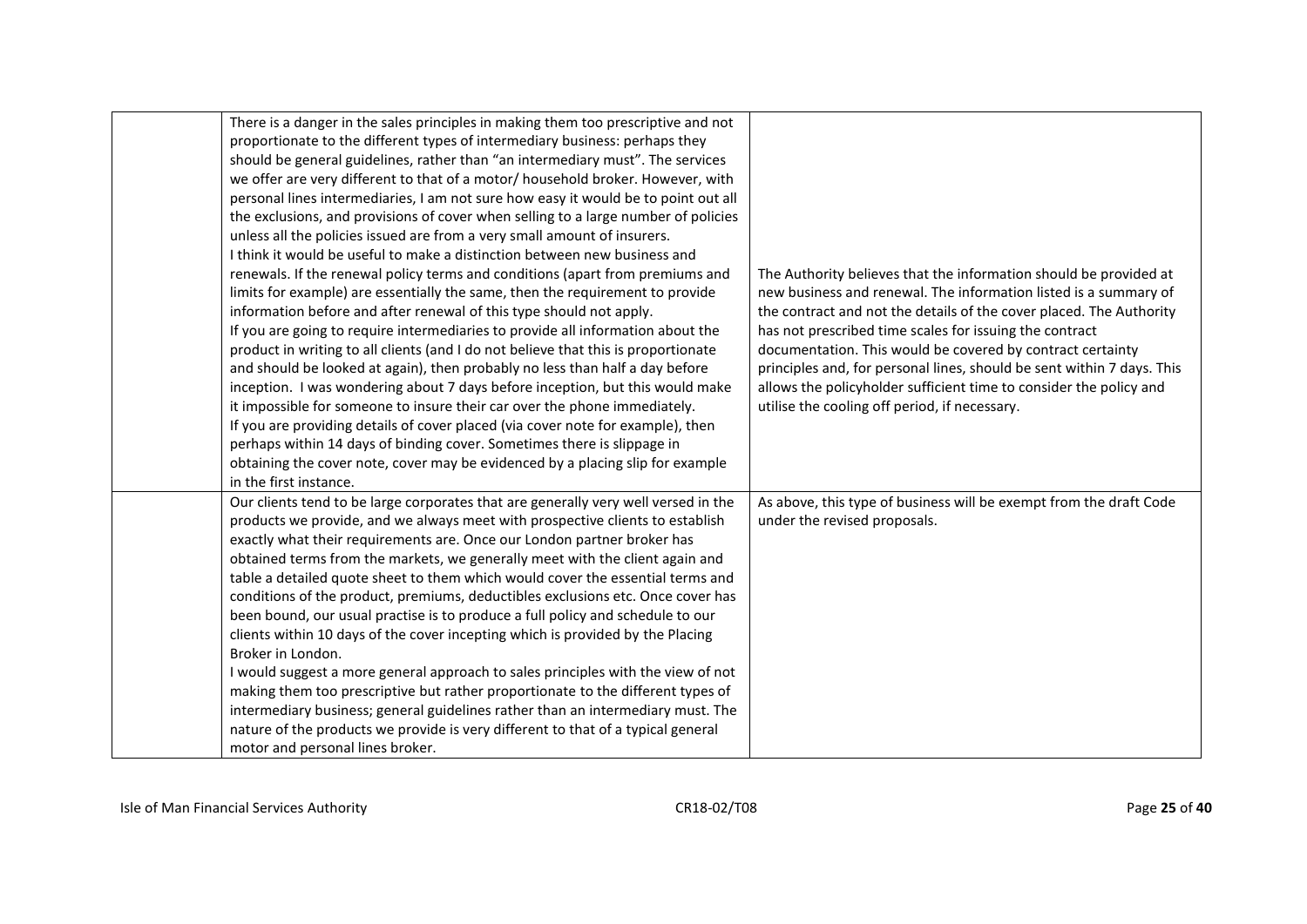|  |  |  |
|---|---|---|
|  | There is a danger in the sales principles in making them too prescriptive and not proportionate to the different types of intermediary business: perhaps they should be general guidelines, rather than "an intermediary must". The services we offer are very different to that of a motor/ household broker. However, with personal lines intermediaries, I am not sure how easy it would be to point out all the exclusions, and provisions of cover when selling to a large number of policies unless all the policies issued are from a very small amount of insurers.<br>I think it would be useful to make a distinction between new business and renewals. If the renewal policy terms and conditions (apart from premiums and limits for example) are essentially the same, then the requirement to provide information before and after renewal of this type should not apply.<br>If you are going to require intermediaries to provide all information about the product in writing to all clients (and I do not believe that this is proportionate and should be looked at again), then probably no less than half a day before inception. I was wondering about 7 days before inception, but this would make it impossible for someone to insure their car over the phone immediately.<br>If you are providing details of cover placed (via cover note for example), then perhaps within 14 days of binding cover. Sometimes there is slippage in obtaining the cover note, cover may be evidenced by a placing slip for example in the first instance. | The Authority believes that the information should be provided at new business and renewal. The information listed is a summary of the contract and not the details of the cover placed. The Authority has not prescribed time scales for issuing the contract documentation. This would be covered by contract certainty principles and, for personal lines, should be sent within 7 days. This allows the policyholder sufficient time to consider the policy and utilise the cooling off period, if necessary. |
|  | Our clients tend to be large corporates that are generally very well versed in the products we provide, and we always meet with prospective clients to establish exactly what their requirements are. Once our London partner broker has obtained terms from the markets, we generally meet with the client again and table a detailed quote sheet to them which would cover the essential terms and conditions of the product, premiums, deductibles exclusions etc. Once cover has been bound, our usual practise is to produce a full policy and schedule to our clients within 10 days of the cover incepting which is provided by the Placing Broker in London.<br>I would suggest a more general approach to sales principles with the view of not making them too prescriptive but rather proportionate to the different types of intermediary business; general guidelines rather than an intermediary must. The nature of the products we provide is very different to that of a typical general motor and personal lines broker. | As above, this type of business will be exempt from the draft Code under the revised proposals. |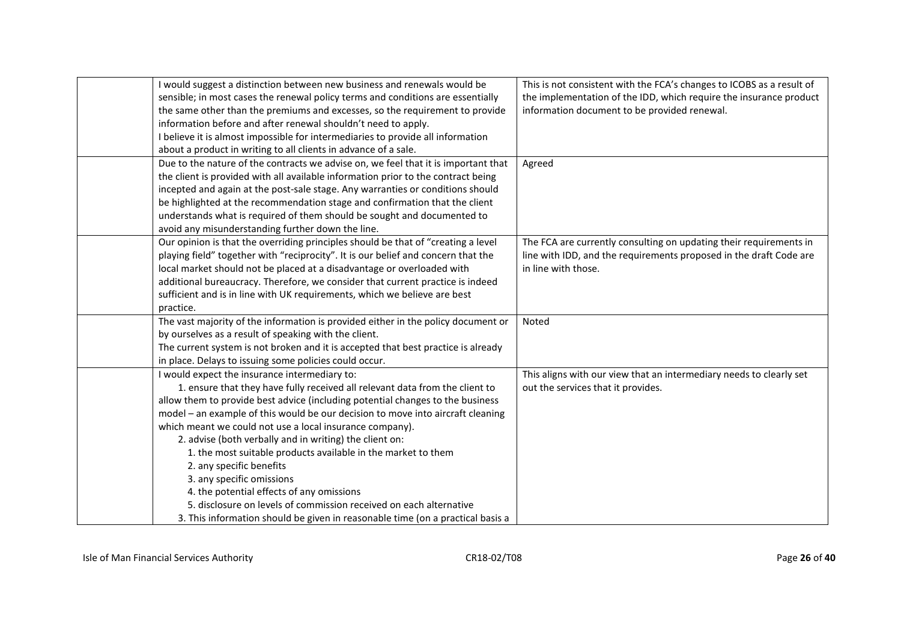| | | |
|---|---|---|
| | I would suggest a distinction between new business and renewals would be sensible; in most cases the renewal policy terms and conditions are essentially the same other than the premiums and excesses, so the requirement to provide information before and after renewal shouldn't need to apply.<br>I believe it is almost impossible for intermediaries to provide all information about a product in writing to all clients in advance of a sale. | This is not consistent with the FCA's changes to ICOBS as a result of the implementation of the IDD, which require the insurance product information document to be provided renewal. |
| | Due to the nature of the contracts we advise on, we feel that it is important that the client is provided with all available information prior to the contract being incepted and again at the post-sale stage. Any warranties or conditions should be highlighted at the recommendation stage and confirmation that the client understands what is required of them should be sought and documented to avoid any misunderstanding further down the line. | Agreed |
| | Our opinion is that the overriding principles should be that of "creating a level playing field" together with "reciprocity". It is our belief and concern that the local market should not be placed at a disadvantage or overloaded with additional bureaucracy. Therefore, we consider that current practice is indeed sufficient and is in line with UK requirements, which we believe are best practice. | The FCA are currently consulting on updating their requirements in line with IDD, and the requirements proposed in the draft Code are in line with those. |
| | The vast majority of the information is provided either in the policy document or by ourselves as a result of speaking with the client.<br>The current system is not broken and it is accepted that best practice is already in place. Delays to issuing some policies could occur. | Noted |
| | I would expect the insurance intermediary to:<br>1. ensure that they have fully received all relevant data from the client to allow them to provide best advice (including potential changes to the business model – an example of this would be our decision to move into aircraft cleaning which meant we could not use a local insurance company).<br>2. advise (both verbally and in writing) the client on:<br>1. the most suitable products available in the market to them<br>2. any specific benefits<br>3. any specific omissions<br>4. the potential effects of any omissions<br>5. disclosure on levels of commission received on each alternative<br>3. This information should be given in reasonable time (on a practical basis a | This aligns with our view that an intermediary needs to clearly set out the services that it provides. |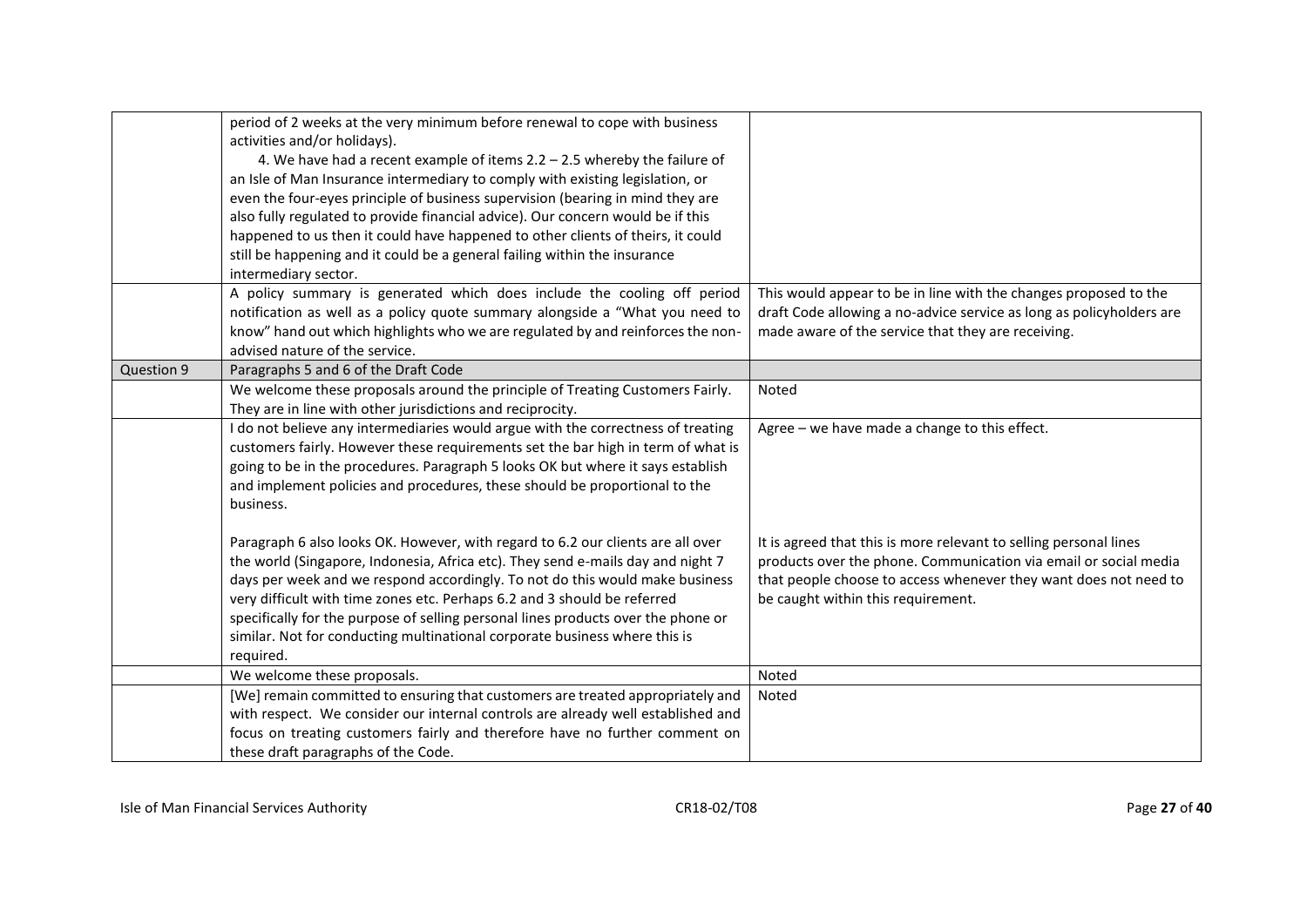| | | |
|---|---|---|
| | period of 2 weeks at the very minimum before renewal to cope with business activities and/or holidays).<br>4. We have had a recent example of items 2.2 – 2.5 whereby the failure of an Isle of Man Insurance intermediary to comply with existing legislation, or even the four-eyes principle of business supervision (bearing in mind they are also fully regulated to provide financial advice). Our concern would be if this happened to us then it could have happened to other clients of theirs, it could still be happening and it could be a general failing within the insurance intermediary sector. | |
| | A policy summary is generated which does include the cooling off period notification as well as a policy quote summary alongside a "What you need to know" hand out which highlights who we are regulated by and reinforces the non-advised nature of the service. | This would appear to be in line with the changes proposed to the draft Code allowing a no-advice service as long as policyholders are made aware of the service that they are receiving. |
| Question 9 | Paragraphs 5 and 6 of the Draft Code | |
| | We welcome these proposals around the principle of Treating Customers Fairly. They are in line with other jurisdictions and reciprocity. | Noted |
| | I do not believe any intermediaries would argue with the correctness of treating customers fairly. However these requirements set the bar high in term of what is going to be in the procedures. Paragraph 5 looks OK but where it says establish and implement policies and procedures, these should be proportional to the business.<br><br>Paragraph 6 also looks OK. However, with regard to 6.2 our clients are all over the world (Singapore, Indonesia, Africa etc). They send e-mails day and night 7 days per week and we respond accordingly. To not do this would make business very difficult with time zones etc. Perhaps 6.2 and 3 should be referred specifically for the purpose of selling personal lines products over the phone or similar. Not for conducting multinational corporate business where this is required. | Agree – we have made a change to this effect.<br><br>It is agreed that this is more relevant to selling personal lines products over the phone. Communication via email or social media that people choose to access whenever they want does not need to be caught within this requirement. |
| | We welcome these proposals. | Noted |
| | [We] remain committed to ensuring that customers are treated appropriately and with respect. We consider our internal controls are already well established and focus on treating customers fairly and therefore have no further comment on these draft paragraphs of the Code. | Noted |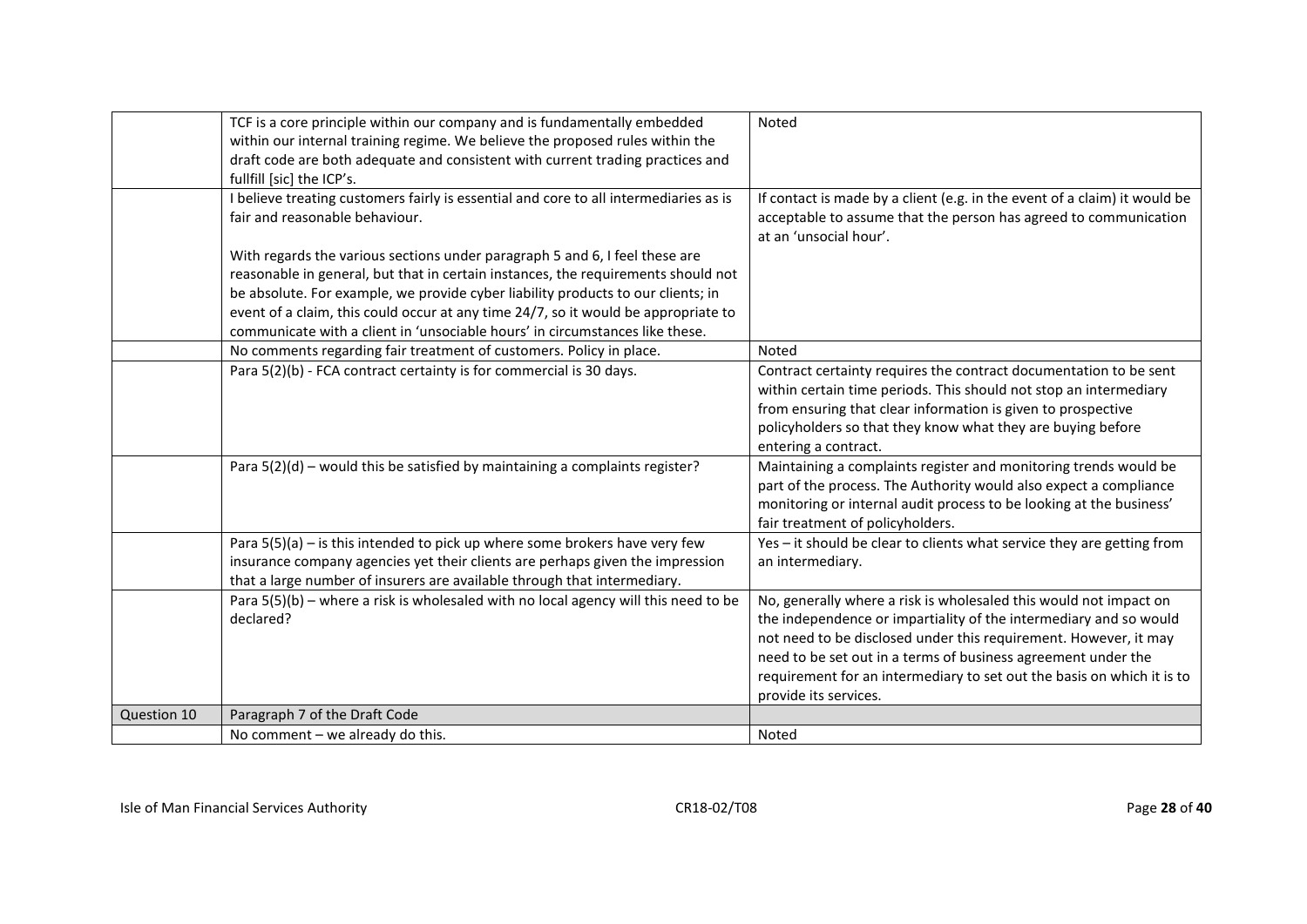| | | |
|---|---|---|
| | TCF is a core principle within our company and is fundamentally embedded within our internal training regime. We believe the proposed rules within the draft code are both adequate and consistent with current trading practices and fullfill [sic] the ICP's. | Noted |
| | I believe treating customers fairly is essential and core to all intermediaries as is fair and reasonable behaviour.<br><br>With regards the various sections under paragraph 5 and 6, I feel these are reasonable in general, but that in certain instances, the requirements should not be absolute. For example, we provide cyber liability products to our clients; in event of a claim, this could occur at any time 24/7, so it would be appropriate to communicate with a client in 'unsociable hours' in circumstances like these. | If contact is made by a client (e.g. in the event of a claim) it would be acceptable to assume that the person has agreed to communication at an 'unsocial hour'. |
| | No comments regarding fair treatment of customers. Policy in place. | Noted |
| | Para 5(2)(b) - FCA contract certainty is for commercial is 30 days. | Contract certainty requires the contract documentation to be sent within certain time periods. This should not stop an intermediary from ensuring that clear information is given to prospective policyholders so that they know what they are buying before entering a contract. |
| | Para 5(2)(d) – would this be satisfied by maintaining a complaints register? | Maintaining a complaints register and monitoring trends would be part of the process. The Authority would also expect a compliance monitoring or internal audit process to be looking at the business' fair treatment of policyholders. |
| | Para 5(5)(a) – is this intended to pick up where some brokers have very few insurance company agencies yet their clients are perhaps given the impression that a large number of insurers are available through that intermediary. | Yes – it should be clear to clients what service they are getting from an intermediary. |
| | Para 5(5)(b) – where a risk is wholesaled with no local agency will this need to be declared? | No, generally where a risk is wholesaled this would not impact on the independence or impartiality of the intermediary and so would not need to be disclosed under this requirement. However, it may need to be set out in a terms of business agreement under the requirement for an intermediary to set out the basis on which it is to provide its services. |
| Question 10 | Paragraph 7 of the Draft Code | |
| | No comment – we already do this. | Noted |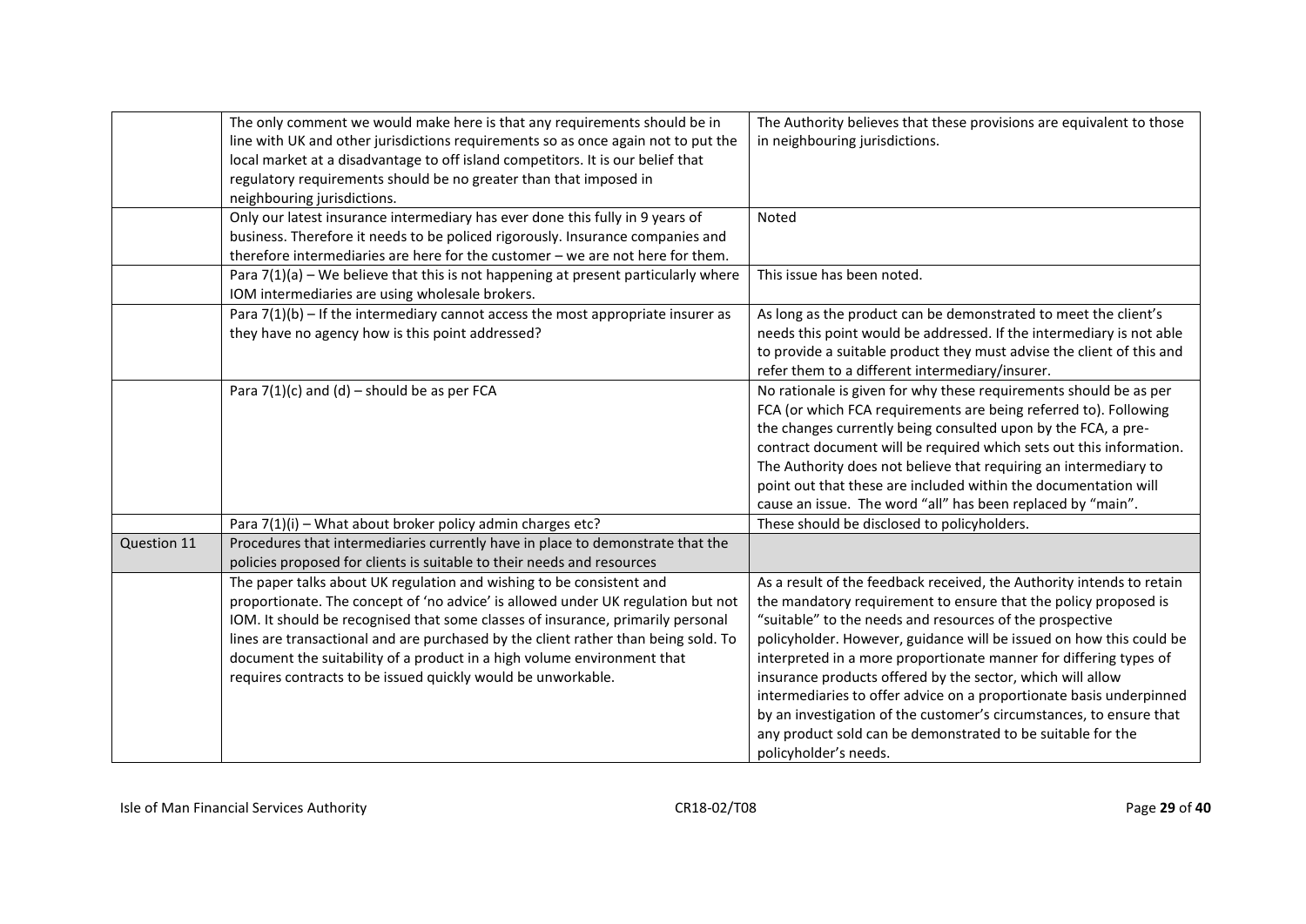| | | |
|---|---|---|
| | The only comment we would make here is that any requirements should be in line with UK and other jurisdictions requirements so as once again not to put the local market at a disadvantage to off island competitors. It is our belief that regulatory requirements should be no greater than that imposed in neighbouring jurisdictions. | The Authority believes that these provisions are equivalent to those in neighbouring jurisdictions. |
| | Only our latest insurance intermediary has ever done this fully in 9 years of business. Therefore it needs to be policed rigorously. Insurance companies and therefore intermediaries are here for the customer – we are not here for them. | Noted |
| | Para 7(1)(a) – We believe that this is not happening at present particularly where IOM intermediaries are using wholesale brokers. | This issue has been noted. |
| | Para 7(1)(b) – If the intermediary cannot access the most appropriate insurer as they have no agency how is this point addressed? | As long as the product can be demonstrated to meet the client's needs this point would be addressed. If the intermediary is not able to provide a suitable product they must advise the client of this and refer them to a different intermediary/insurer. |
| | Para 7(1)(c) and (d) – should be as per FCA | No rationale is given for why these requirements should be as per FCA (or which FCA requirements are being referred to). Following the changes currently being consulted upon by the FCA, a pre-contract document will be required which sets out this information. The Authority does not believe that requiring an intermediary to point out that these are included within the documentation will cause an issue. The word "all" has been replaced by "main". |
| | Para 7(1)(i) – What about broker policy admin charges etc? | These should be disclosed to policyholders. |
| Question 11 | Procedures that intermediaries currently have in place to demonstrate that the policies proposed for clients is suitable to their needs and resources | |
| | The paper talks about UK regulation and wishing to be consistent and proportionate. The concept of 'no advice' is allowed under UK regulation but not IOM. It should be recognised that some classes of insurance, primarily personal lines are transactional and are purchased by the client rather than being sold. To document the suitability of a product in a high volume environment that requires contracts to be issued quickly would be unworkable. | As a result of the feedback received, the Authority intends to retain the mandatory requirement to ensure that the policy proposed is "suitable" to the needs and resources of the prospective policyholder. However, guidance will be issued on how this could be interpreted in a more proportionate manner for differing types of insurance products offered by the sector, which will allow intermediaries to offer advice on a proportionate basis underpinned by an investigation of the customer's circumstances, to ensure that any product sold can be demonstrated to be suitable for the policyholder's needs. |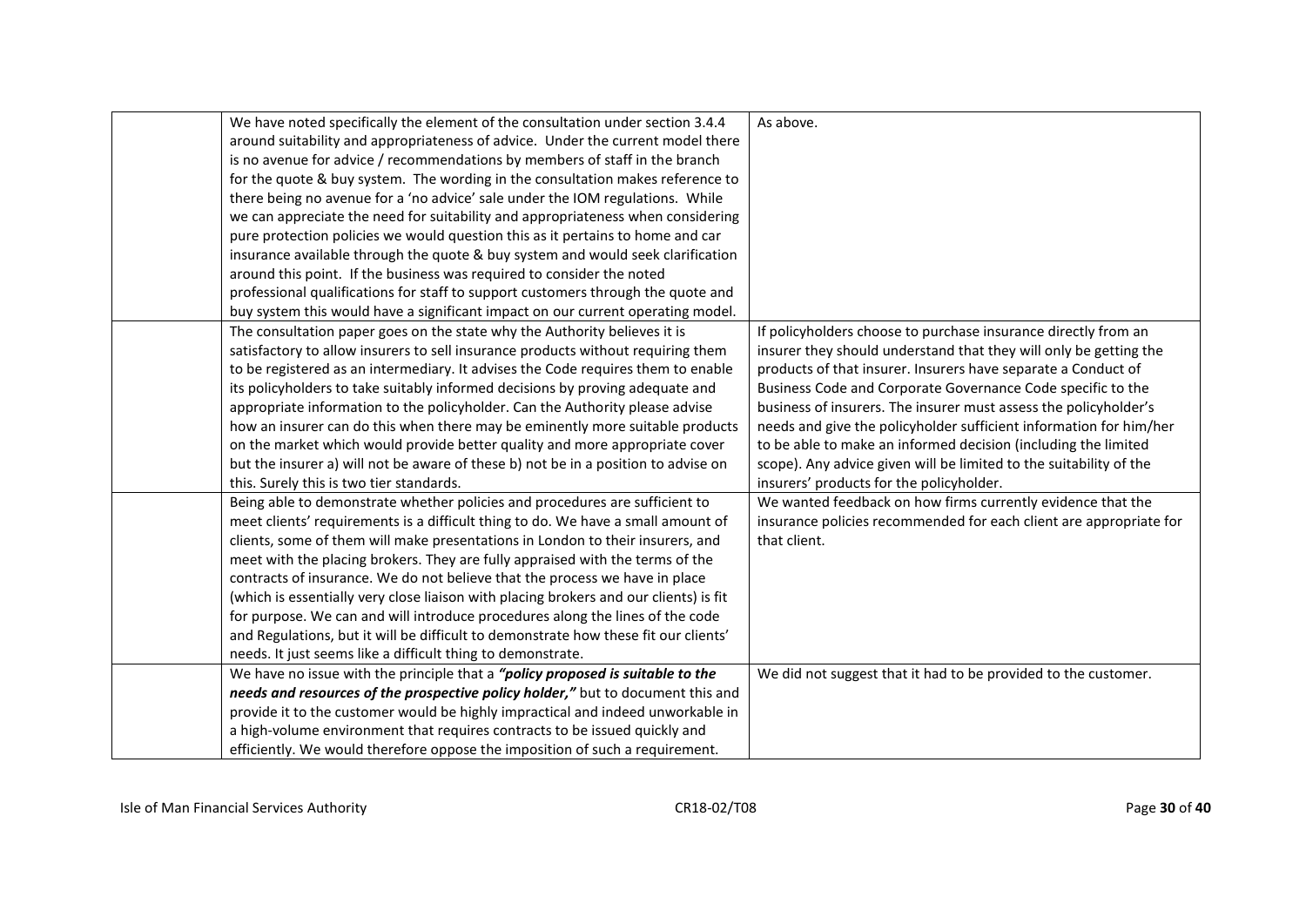| | | |
|---|---|---|
| | We have noted specifically the element of the consultation under section 3.4.4 around suitability and appropriateness of advice. Under the current model there is no avenue for advice / recommendations by members of staff in the branch for the quote & buy system. The wording in the consultation makes reference to there being no avenue for a 'no advice' sale under the IOM regulations. While we can appreciate the need for suitability and appropriateness when considering pure protection policies we would question this as it pertains to home and car insurance available through the quote & buy system and would seek clarification around this point. If the business was required to consider the noted professional qualifications for staff to support customers through the quote and buy system this would have a significant impact on our current operating model. | As above. |
| | The consultation paper goes on the state why the Authority believes it is satisfactory to allow insurers to sell insurance products without requiring them to be registered as an intermediary. It advises the Code requires them to enable its policyholders to take suitably informed decisions by proving adequate and appropriate information to the policyholder. Can the Authority please advise how an insurer can do this when there may be eminently more suitable products on the market which would provide better quality and more appropriate cover but the insurer a) will not be aware of these b) not be in a position to advise on this. Surely this is two tier standards. | If policyholders choose to purchase insurance directly from an insurer they should understand that they will only be getting the products of that insurer. Insurers have separate a Conduct of Business Code and Corporate Governance Code specific to the business of insurers. The insurer must assess the policyholder's needs and give the policyholder sufficient information for him/her to be able to make an informed decision (including the limited scope). Any advice given will be limited to the suitability of the insurers' products for the policyholder. |
| | Being able to demonstrate whether policies and procedures are sufficient to meet clients' requirements is a difficult thing to do. We have a small amount of clients, some of them will make presentations in London to their insurers, and meet with the placing brokers. They are fully appraised with the terms of the contracts of insurance. We do not believe that the process we have in place (which is essentially very close liaison with placing brokers and our clients) is fit for purpose. We can and will introduce procedures along the lines of the code and Regulations, but it will be difficult to demonstrate how these fit our clients' needs. It just seems like a difficult thing to demonstrate. | We wanted feedback on how firms currently evidence that the insurance policies recommended for each client are appropriate for that client. |
| | We have no issue with the principle that a ***"policy proposed is suitable to the needs and resources of the prospective policy holder,"*** but to document this and provide it to the customer would be highly impractical and indeed unworkable in a high-volume environment that requires contracts to be issued quickly and efficiently. We would therefore oppose the imposition of such a requirement. | We did not suggest that it had to be provided to the customer. |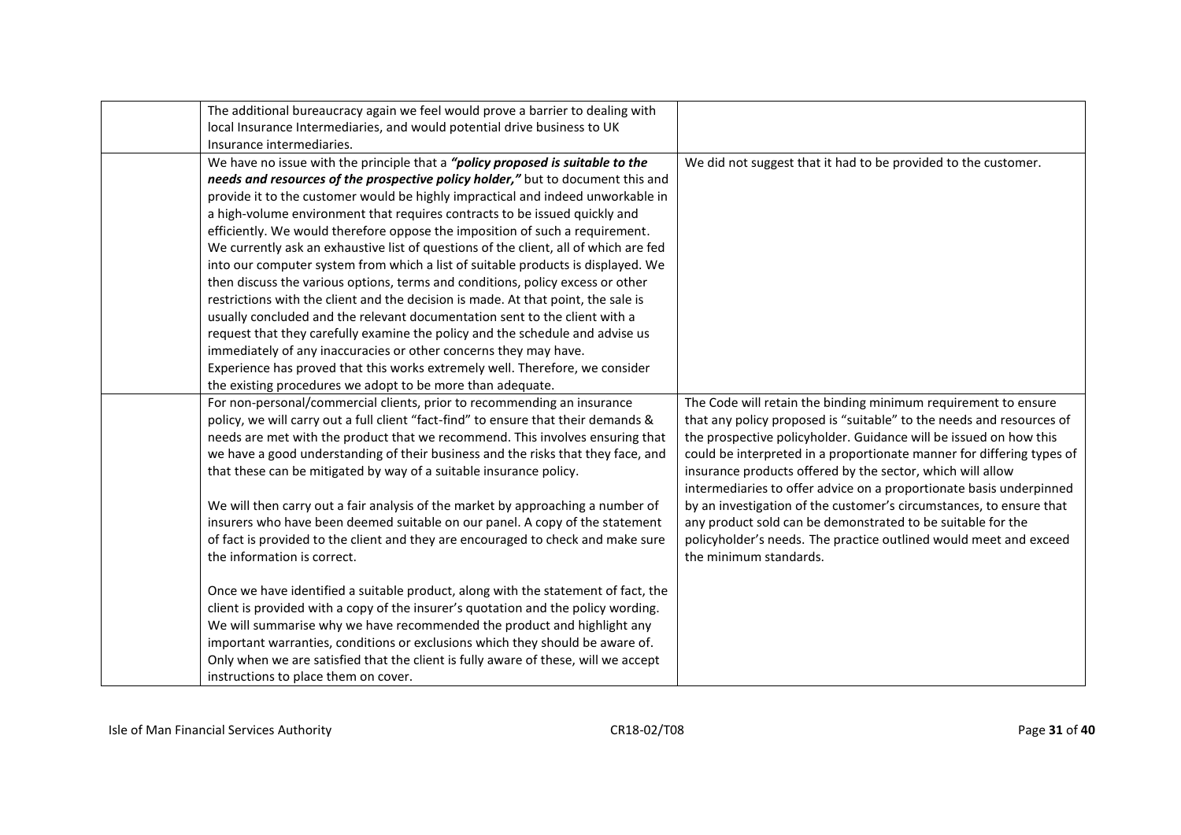|  |  |  |
|---|---|---|
|  | The additional bureaucracy again we feel would prove a barrier to dealing with local Insurance Intermediaries, and would potential drive business to UK Insurance intermediaries. |  |
|  | We have no issue with the principle that a ***"policy proposed is suitable to the needs and resources of the prospective policy holder,"*** but to document this and provide it to the customer would be highly impractical and indeed unworkable in a high-volume environment that requires contracts to be issued quickly and efficiently. We would therefore oppose the imposition of such a requirement. We currently ask an exhaustive list of questions of the client, all of which are fed into our computer system from which a list of suitable products is displayed. We then discuss the various options, terms and conditions, policy excess or other restrictions with the client and the decision is made. At that point, the sale is usually concluded and the relevant documentation sent to the client with a request that they carefully examine the policy and the schedule and advise us immediately of any inaccuracies or other concerns they may have.<br>Experience has proved that this works extremely well. Therefore, we consider the existing procedures we adopt to be more than adequate. | We did not suggest that it had to be provided to the customer. |
|  | For non-personal/commercial clients, prior to recommending an insurance policy, we will carry out a full client "fact-find" to ensure that their demands & needs are met with the product that we recommend. This involves ensuring that we have a good understanding of their business and the risks that they face, and that these can be mitigated by way of a suitable insurance policy.<br><br>We will then carry out a fair analysis of the market by approaching a number of insurers who have been deemed suitable on our panel. A copy of the statement of fact is provided to the client and they are encouraged to check and make sure the information is correct.<br><br>Once we have identified a suitable product, along with the statement of fact, the client is provided with a copy of the insurer's quotation and the policy wording. We will summarise why we have recommended the product and highlight any important warranties, conditions or exclusions which they should be aware of. Only when we are satisfied that the client is fully aware of these, will we accept instructions to place them on cover. | The Code will retain the binding minimum requirement to ensure that any policy proposed is "suitable" to the needs and resources of the prospective policyholder. Guidance will be issued on how this could be interpreted in a proportionate manner for differing types of insurance products offered by the sector, which will allow intermediaries to offer advice on a proportionate basis underpinned by an investigation of the customer's circumstances, to ensure that any product sold can be demonstrated to be suitable for the policyholder's needs. The practice outlined would meet and exceed the minimum standards. |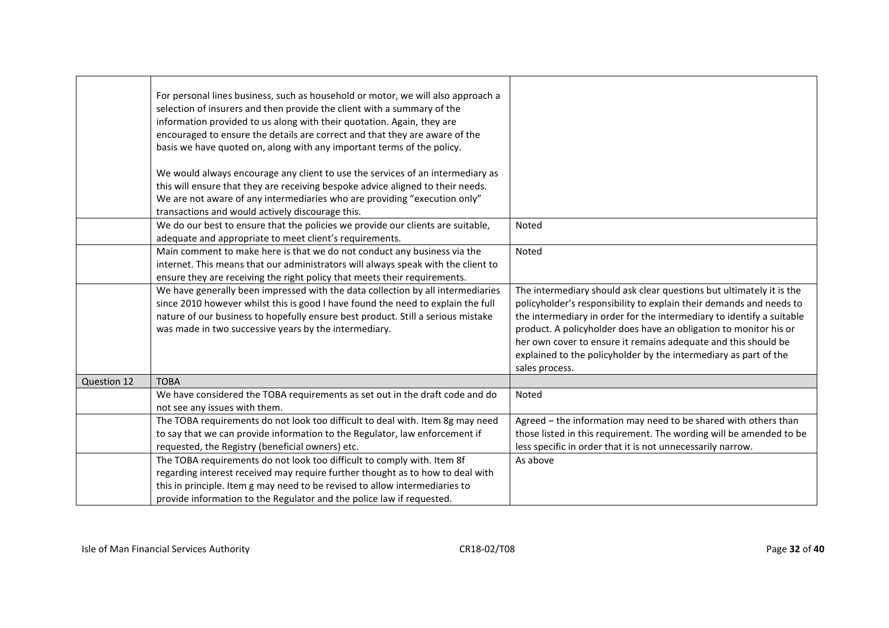| | | |
|---|---|---|
| | For personal lines business, such as household or motor, we will also approach a selection of insurers and then provide the client with a summary of the information provided to us along with their quotation. Again, they are encouraged to ensure the details are correct and that they are aware of the basis we have quoted on, along with any important terms of the policy.<br><br>We would always encourage any client to use the services of an intermediary as this will ensure that they are receiving bespoke advice aligned to their needs. We are not aware of any intermediaries who are providing "execution only" transactions and would actively discourage this. | |
| | We do our best to ensure that the policies we provide our clients are suitable, adequate and appropriate to meet client's requirements. | Noted |
| | Main comment to make here is that we do not conduct any business via the internet. This means that our administrators will always speak with the client to ensure they are receiving the right policy that meets their requirements. | Noted |
| | We have generally been impressed with the data collection by all intermediaries since 2010 however whilst this is good I have found the need to explain the full nature of our business to hopefully ensure best product. Still a serious mistake was made in two successive years by the intermediary. | The intermediary should ask clear questions but ultimately it is the policyholder's responsibility to explain their demands and needs to the intermediary in order for the intermediary to identify a suitable product. A policyholder does have an obligation to monitor his or her own cover to ensure it remains adequate and this should be explained to the policyholder by the intermediary as part of the sales process. |
| Question 12 | TOBA | |
| | We have considered the TOBA requirements as set out in the draft code and do not see any issues with them. | Noted |
| | The TOBA requirements do not look too difficult to deal with. Item 8g may need to say that we can provide information to the Regulator, law enforcement if requested, the Registry (beneficial owners) etc. | Agreed – the information may need to be shared with others than those listed in this requirement. The wording will be amended to be less specific in order that it is not unnecessarily narrow. |
| | The TOBA requirements do not look too difficult to comply with. Item 8f regarding interest received may require further thought as to how to deal with this in principle. Item g may need to be revised to allow intermediaries to provide information to the Regulator and the police law if requested. | As above |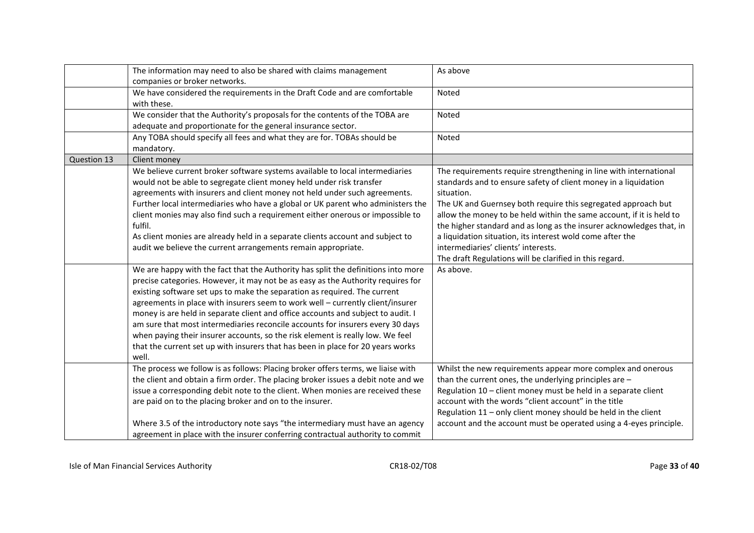| | | |
|---|---|---|
| | The information may need to also be shared with claims management companies or broker networks. | As above |
| | We have considered the requirements in the Draft Code and are comfortable with these. | Noted |
| | We consider that the Authority's proposals for the contents of the TOBA are adequate and proportionate for the general insurance sector. | Noted |
| | Any TOBA should specify all fees and what they are for. TOBAs should be mandatory. | Noted |
| Question 13 | Client money | |
| | We believe current broker software systems available to local intermediaries would not be able to segregate client money held under risk transfer agreements with insurers and client money not held under such agreements. Further local intermediaries who have a global or UK parent who administers the client monies may also find such a requirement either onerous or impossible to fulfil.<br>As client monies are already held in a separate clients account and subject to audit we believe the current arrangements remain appropriate. | The requirements require strengthening in line with international standards and to ensure safety of client money in a liquidation situation.<br>The UK and Guernsey both require this segregated approach but allow the money to be held within the same account, if it is held to the higher standard and as long as the insurer acknowledges that, in a liquidation situation, its interest wold come after the intermediaries' clients' interests.<br>The draft Regulations will be clarified in this regard. |
| | We are happy with the fact that the Authority has split the definitions into more precise categories. However, it may not be as easy as the Authority requires for existing software set ups to make the separation as required. The current agreements in place with insurers seem to work well – currently client/insurer money is are held in separate client and office accounts and subject to audit. I am sure that most intermediaries reconcile accounts for insurers every 30 days when paying their insurer accounts, so the risk element is really low. We feel that the current set up with insurers that has been in place for 20 years works well. | As above. |
| | The process we follow is as follows: Placing broker offers terms, we liaise with the client and obtain a firm order. The placing broker issues a debit note and we issue a corresponding debit note to the client. When monies are received these are paid on to the placing broker and on to the insurer.<br><br>Where 3.5 of the introductory note says "the intermediary must have an agency agreement in place with the insurer conferring contractual authority to commit | Whilst the new requirements appear more complex and onerous than the current ones, the underlying principles are –<br>Regulation 10 – client money must be held in a separate client account with the words "client account" in the title<br>Regulation 11 – only client money should be held in the client account and the account must be operated using a 4-eyes principle. |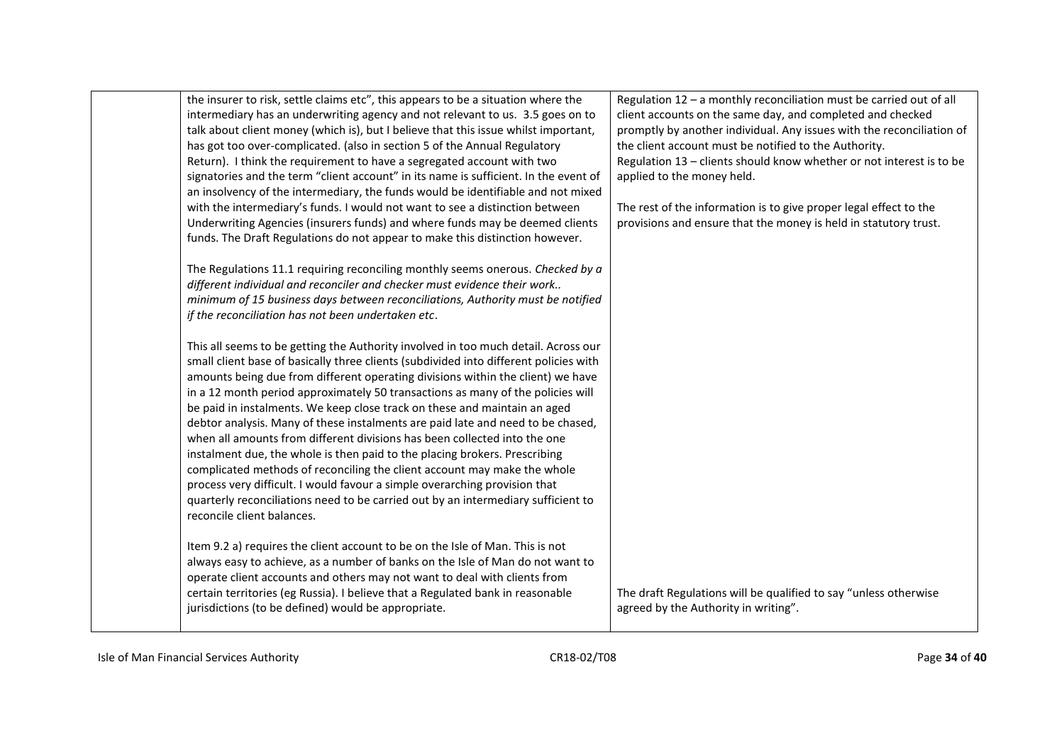| | | |
|---|---|---|
| | the insurer to risk, settle claims etc", this appears to be a situation where the intermediary has an underwriting agency and not relevant to us. 3.5 goes on to talk about client money (which is), but I believe that this issue whilst important, has got too over-complicated. (also in section 5 of the Annual Regulatory Return). I think the requirement to have a segregated account with two signatories and the term "client account" in its name is sufficient. In the event of an insolvency of the intermediary, the funds would be identifiable and not mixed with the intermediary's funds. I would not want to see a distinction between Underwriting Agencies (insurers funds) and where funds may be deemed clients funds. The Draft Regulations do not appear to make this distinction however.<br><br>The Regulations 11.1 requiring reconciling monthly seems onerous. *Checked by a different individual and reconciler and checker must evidence their work.. minimum of 15 business days between reconciliations, Authority must be notified if the reconciliation has not been undertaken etc*.<br><br>This all seems to be getting the Authority involved in too much detail. Across our small client base of basically three clients (subdivided into different policies with amounts being due from different operating divisions within the client) we have in a 12 month period approximately 50 transactions as many of the policies will be paid in instalments. We keep close track on these and maintain an aged debtor analysis. Many of these instalments are paid late and need to be chased, when all amounts from different divisions has been collected into the one instalment due, the whole is then paid to the placing brokers. Prescribing complicated methods of reconciling the client account may make the whole process very difficult. I would favour a simple overarching provision that quarterly reconciliations need to be carried out by an intermediary sufficient to reconcile client balances.<br><br>Item 9.2 a) requires the client account to be on the Isle of Man. This is not always easy to achieve, as a number of banks on the Isle of Man do not want to operate client accounts and others may not want to deal with clients from certain territories (eg Russia). I believe that a Regulated bank in reasonable jurisdictions (to be defined) would be appropriate. | Regulation 12 – a monthly reconciliation must be carried out of all client accounts on the same day, and completed and checked promptly by another individual. Any issues with the reconciliation of the client account must be notified to the Authority.<br>Regulation 13 – clients should know whether or not interest is to be applied to the money held.<br><br>The rest of the information is to give proper legal effect to the provisions and ensure that the money is held in statutory trust.<br><br>The draft Regulations will be qualified to say "unless otherwise agreed by the Authority in writing". |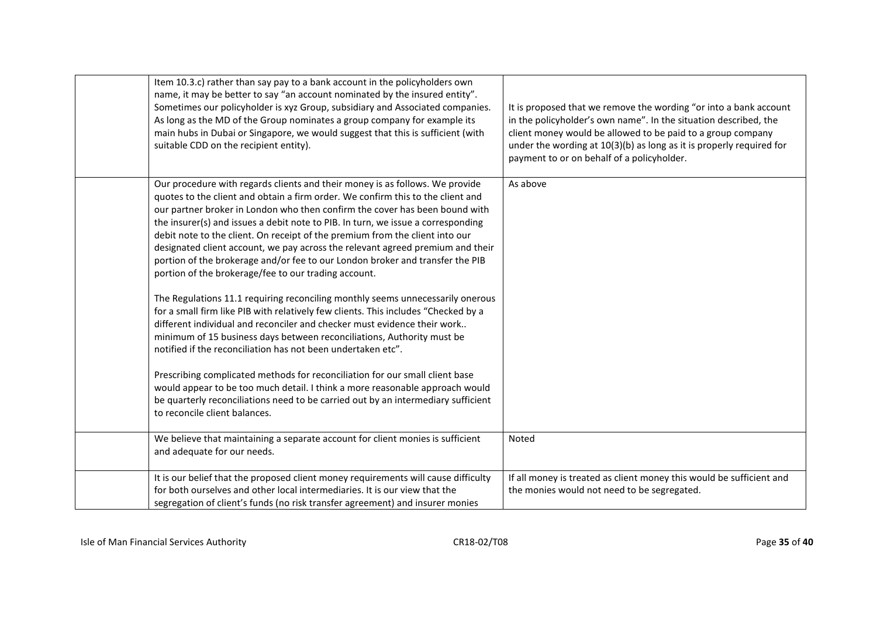|  |  |  |
|---|---|---|
|  | Item 10.3.c) rather than say pay to a bank account in the policyholders own name, it may be better to say "an account nominated by the insured entity". Sometimes our policyholder is xyz Group, subsidiary and Associated companies. As long as the MD of the Group nominates a group company for example its main hubs in Dubai or Singapore, we would suggest that this is sufficient (with suitable CDD on the recipient entity). | It is proposed that we remove the wording "or into a bank account in the policyholder's own name". In the situation described, the client money would be allowed to be paid to a group company under the wording at 10(3)(b) as long as it is properly required for payment to or on behalf of a policyholder. |
|  | Our procedure with regards clients and their money is as follows. We provide quotes to the client and obtain a firm order. We confirm this to the client and our partner broker in London who then confirm the cover has been bound with the insurer(s) and issues a debit note to PIB. In turn, we issue a corresponding debit note to the client. On receipt of the premium from the client into our designated client account, we pay across the relevant agreed premium and their portion of the brokerage and/or fee to our London broker and transfer the PIB portion of the brokerage/fee to our trading account.<br><br>The Regulations 11.1 requiring reconciling monthly seems unnecessarily onerous for a small firm like PIB with relatively few clients. This includes "Checked by a different individual and reconciler and checker must evidence their work.. minimum of 15 business days between reconciliations, Authority must be notified if the reconciliation has not been undertaken etc".<br><br>Prescribing complicated methods for reconciliation for our small client base would appear to be too much detail. I think a more reasonable approach would be quarterly reconciliations need to be carried out by an intermediary sufficient to reconcile client balances. | As above |
|  | We believe that maintaining a separate account for client monies is sufficient and adequate for our needs. | Noted |
|  | It is our belief that the proposed client money requirements will cause difficulty for both ourselves and other local intermediaries. It is our view that the segregation of client's funds (no risk transfer agreement) and insurer monies | If all money is treated as client money this would be sufficient and the monies would not need to be segregated. |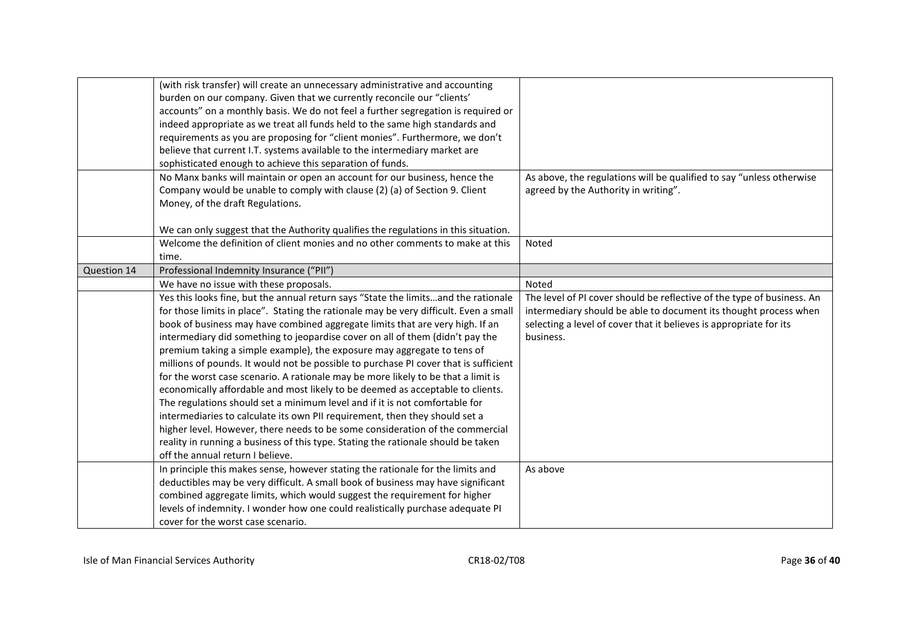| | | |
|---|---|---|
| | (with risk transfer) will create an unnecessary administrative and accounting burden on our company. Given that we currently reconcile our "clients' accounts" on a monthly basis. We do not feel a further segregation is required or indeed appropriate as we treat all funds held to the same high standards and requirements as you are proposing for "client monies". Furthermore, we don't believe that current I.T. systems available to the intermediary market are sophisticated enough to achieve this separation of funds. | |
| | No Manx banks will maintain or open an account for our business, hence the Company would be unable to comply with clause (2) (a) of Section 9. Client Money, of the draft Regulations.<br><br>We can only suggest that the Authority qualifies the regulations in this situation. | As above, the regulations will be qualified to say "unless otherwise agreed by the Authority in writing". |
| | Welcome the definition of client monies and no other comments to make at this time. | Noted |
| Question 14 | Professional Indemnity Insurance ("PII") | |
| | We have no issue with these proposals. | Noted |
| | Yes this looks fine, but the annual return says "State the limits…and the rationale for those limits in place". Stating the rationale may be very difficult. Even a small book of business may have combined aggregate limits that are very high. If an intermediary did something to jeopardise cover on all of them (didn't pay the premium taking a simple example), the exposure may aggregate to tens of millions of pounds. It would not be possible to purchase PI cover that is sufficient for the worst case scenario. A rationale may be more likely to be that a limit is economically affordable and most likely to be deemed as acceptable to clients. The regulations should set a minimum level and if it is not comfortable for intermediaries to calculate its own PII requirement, then they should set a higher level. However, there needs to be some consideration of the commercial reality in running a business of this type. Stating the rationale should be taken off the annual return I believe. | The level of PI cover should be reflective of the type of business. An intermediary should be able to document its thought process when selecting a level of cover that it believes is appropriate for its business. |
| | In principle this makes sense, however stating the rationale for the limits and deductibles may be very difficult. A small book of business may have significant combined aggregate limits, which would suggest the requirement for higher levels of indemnity. I wonder how one could realistically purchase adequate PI cover for the worst case scenario. | As above |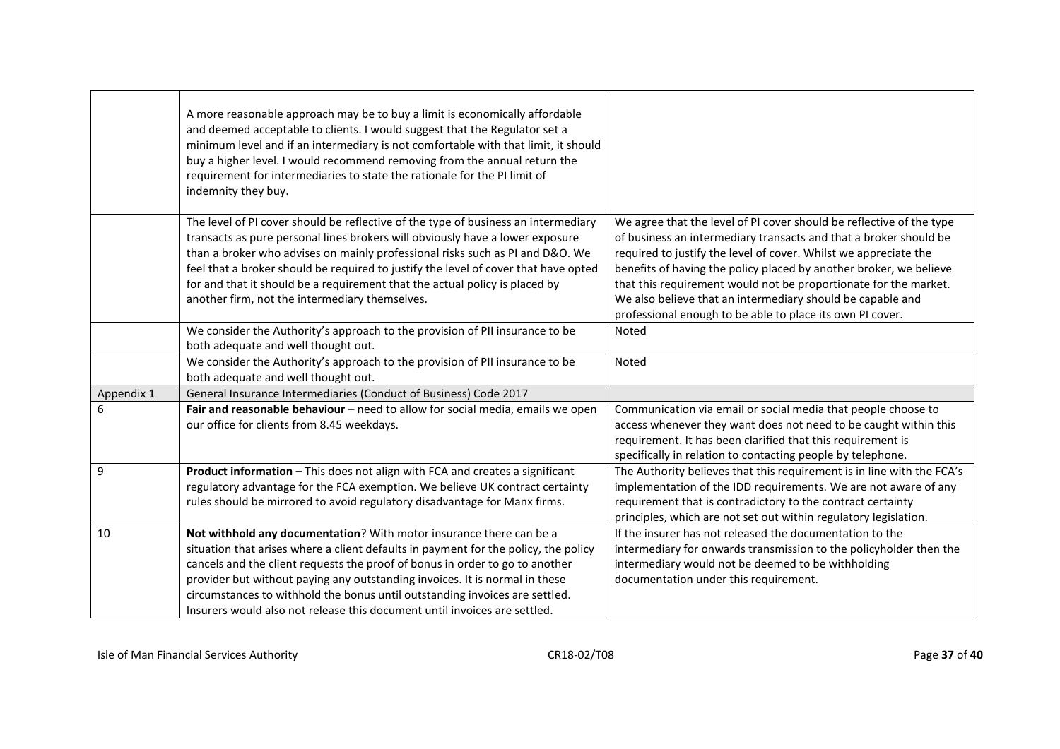| | | |
|---|---|---|
| | A more reasonable approach may be to buy a limit is economically affordable and deemed acceptable to clients. I would suggest that the Regulator set a minimum level and if an intermediary is not comfortable with that limit, it should buy a higher level. I would recommend removing from the annual return the requirement for intermediaries to state the rationale for the PI limit of indemnity they buy. | |
| | The level of PI cover should be reflective of the type of business an intermediary transacts as pure personal lines brokers will obviously have a lower exposure than a broker who advises on mainly professional risks such as PI and D&O. We feel that a broker should be required to justify the level of cover that have opted for and that it should be a requirement that the actual policy is placed by another firm, not the intermediary themselves. | We agree that the level of PI cover should be reflective of the type of business an intermediary transacts and that a broker should be required to justify the level of cover. Whilst we appreciate the benefits of having the policy placed by another broker, we believe that this requirement would not be proportionate for the market. We also believe that an intermediary should be capable and professional enough to be able to place its own PI cover. |
| | We consider the Authority's approach to the provision of PII insurance to be both adequate and well thought out. | Noted |
| | We consider the Authority's approach to the provision of PII insurance to be both adequate and well thought out. | Noted |
| Appendix 1 | General Insurance Intermediaries (Conduct of Business) Code 2017 | |
| 6 | **Fair and reasonable behaviour** – need to allow for social media, emails we open our office for clients from 8.45 weekdays. | Communication via email or social media that people choose to access whenever they want does not need to be caught within this requirement. It has been clarified that this requirement is specifically in relation to contacting people by telephone. |
| 9 | **Product information –** This does not align with FCA and creates a significant regulatory advantage for the FCA exemption. We believe UK contract certainty rules should be mirrored to avoid regulatory disadvantage for Manx firms. | The Authority believes that this requirement is in line with the FCA's implementation of the IDD requirements. We are not aware of any requirement that is contradictory to the contract certainty principles, which are not set out within regulatory legislation. |
| 10 | **Not withhold any documentation**? With motor insurance there can be a situation that arises where a client defaults in payment for the policy, the policy cancels and the client requests the proof of bonus in order to go to another provider but without paying any outstanding invoices. It is normal in these circumstances to withhold the bonus until outstanding invoices are settled. Insurers would also not release this document until invoices are settled. | If the insurer has not released the documentation to the intermediary for onwards transmission to the policyholder then the intermediary would not be deemed to be withholding documentation under this requirement. |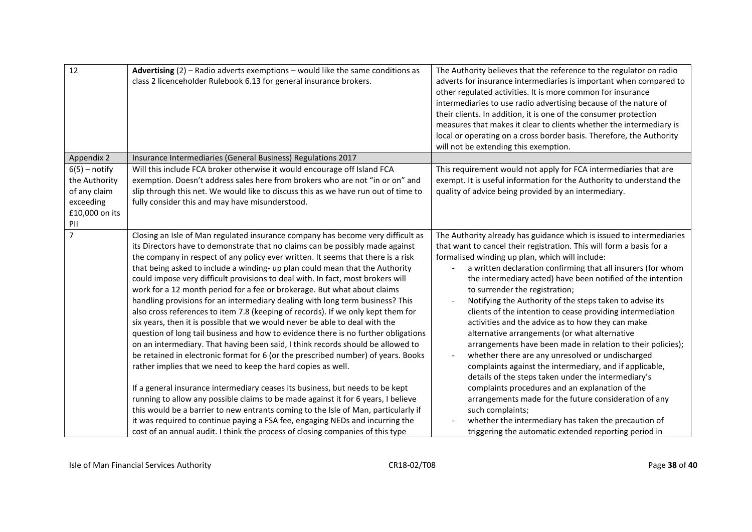| | | |
|---|---|---|
| 12 | **Advertising** (2) – Radio adverts exemptions – would like the same conditions as class 2 licenceholder Rulebook 6.13 for general insurance brokers. | The Authority believes that the reference to the regulator on radio adverts for insurance intermediaries is important when compared to other regulated activities. It is more common for insurance intermediaries to use radio advertising because of the nature of their clients. In addition, it is one of the consumer protection measures that makes it clear to clients whether the intermediary is local or operating on a cross border basis. Therefore, the Authority will not be extending this exemption. |
| Appendix 2 | Insurance Intermediaries (General Business) Regulations 2017 | |
| 6(5) – notify the Authority of any claim exceeding £10,000 on its PII | Will this include FCA broker otherwise it would encourage off Island FCA exemption. Doesn't address sales here from brokers who are not "in or on" and slip through this net. We would like to discuss this as we have run out of time to fully consider this and may have misunderstood. | This requirement would not apply for FCA intermediaries that are exempt. It is useful information for the Authority to understand the quality of advice being provided by an intermediary. |
| 7 | Closing an Isle of Man regulated insurance company has become very difficult as its Directors have to demonstrate that no claims can be possibly made against the company in respect of any policy ever written. It seems that there is a risk that being asked to include a winding- up plan could mean that the Authority could impose very difficult provisions to deal with. In fact, most brokers will work for a 12 month period for a fee or brokerage. But what about claims handling provisions for an intermediary dealing with long term business? This also cross references to item 7.8 (keeping of records). If we only kept them for six years, then it is possible that we would never be able to deal with the question of long tail business and how to evidence there is no further obligations on an intermediary. That having been said, I think records should be allowed to be retained in electronic format for 6 (or the prescribed number) of years. Books rather implies that we need to keep the hard copies as well.<br><br>If a general insurance intermediary ceases its business, but needs to be kept running to allow any possible claims to be made against it for 6 years, I believe this would be a barrier to new entrants coming to the Isle of Man, particularly if it was required to continue paying a FSA fee, engaging NEDs and incurring the cost of an annual audit. I think the process of closing companies of this type | The Authority already has guidance which is issued to intermediaries that want to cancel their registration. This will form a basis for a formalised winding up plan, which will include:<br>- a written declaration confirming that all insurers (for whom the intermediary acted) have been notified of the intention to surrender the registration;<br>- Notifying the Authority of the steps taken to advise its clients of the intention to cease providing intermediation activities and the advice as to how they can make alternative arrangements (or what alternative arrangements have been made in relation to their policies);<br>- whether there are any unresolved or undischarged complaints against the intermediary, and if applicable, details of the steps taken under the intermediary's complaints procedures and an explanation of the arrangements made for the future consideration of any such complaints;<br>- whether the intermediary has taken the precaution of triggering the automatic extended reporting period in |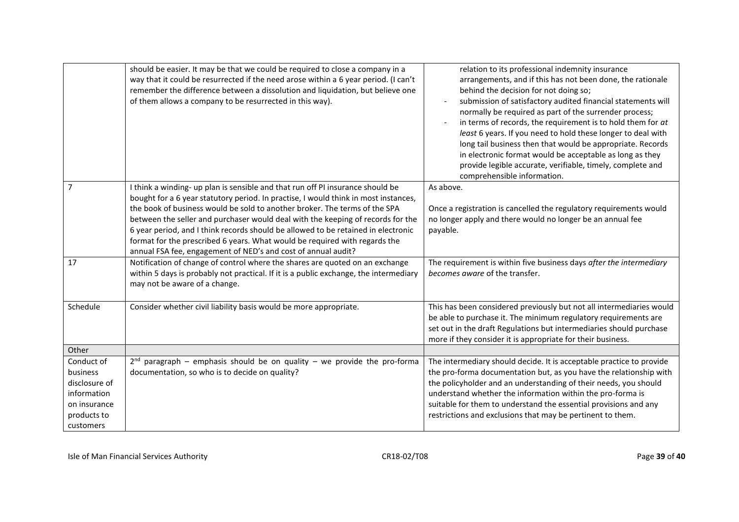| | | |
|---|---|---|
| | should be easier. It may be that we could be required to close a company in a way that it could be resurrected if the need arose within a 6 year period. (I can't remember the difference between a dissolution and liquidation, but believe one of them allows a company to be resurrected in this way). | relation to its professional indemnity insurance arrangements, and if this has not been done, the rationale behind the decision for not doing so;<br>- submission of satisfactory audited financial statements will normally be required as part of the surrender process;<br>- in terms of records, the requirement is to hold them for *at least* 6 years. If you need to hold these longer to deal with long tail business then that would be appropriate. Records in electronic format would be acceptable as long as they provide legible accurate, verifiable, timely, complete and comprehensible information. |
| 7 | I think a winding- up plan is sensible and that run off PI insurance should be bought for a 6 year statutory period. In practise, I would think in most instances, the book of business would be sold to another broker. The terms of the SPA between the seller and purchaser would deal with the keeping of records for the 6 year period, and I think records should be allowed to be retained in electronic format for the prescribed 6 years. What would be required with regards the annual FSA fee, engagement of NED's and cost of annual audit? | As above.<br><br>Once a registration is cancelled the regulatory requirements would no longer apply and there would no longer be an annual fee payable. |
| 17 | Notification of change of control where the shares are quoted on an exchange within 5 days is probably not practical. If it is a public exchange, the intermediary may not be aware of a change. | The requirement is within five business days *after the intermediary becomes aware* of the transfer. |
| Schedule | Consider whether civil liability basis would be more appropriate. | This has been considered previously but not all intermediaries would be able to purchase it. The minimum regulatory requirements are set out in the draft Regulations but intermediaries should purchase more if they consider it is appropriate for their business. |
| Other | | |
| Conduct of business disclosure of information on insurance products to customers | 2nd paragraph – emphasis should be on quality – we provide the pro-forma documentation, so who is to decide on quality? | The intermediary should decide. It is acceptable practice to provide the pro-forma documentation but, as you have the relationship with the policyholder and an understanding of their needs, you should understand whether the information within the pro-forma is suitable for them to understand the essential provisions and any restrictions and exclusions that may be pertinent to them. |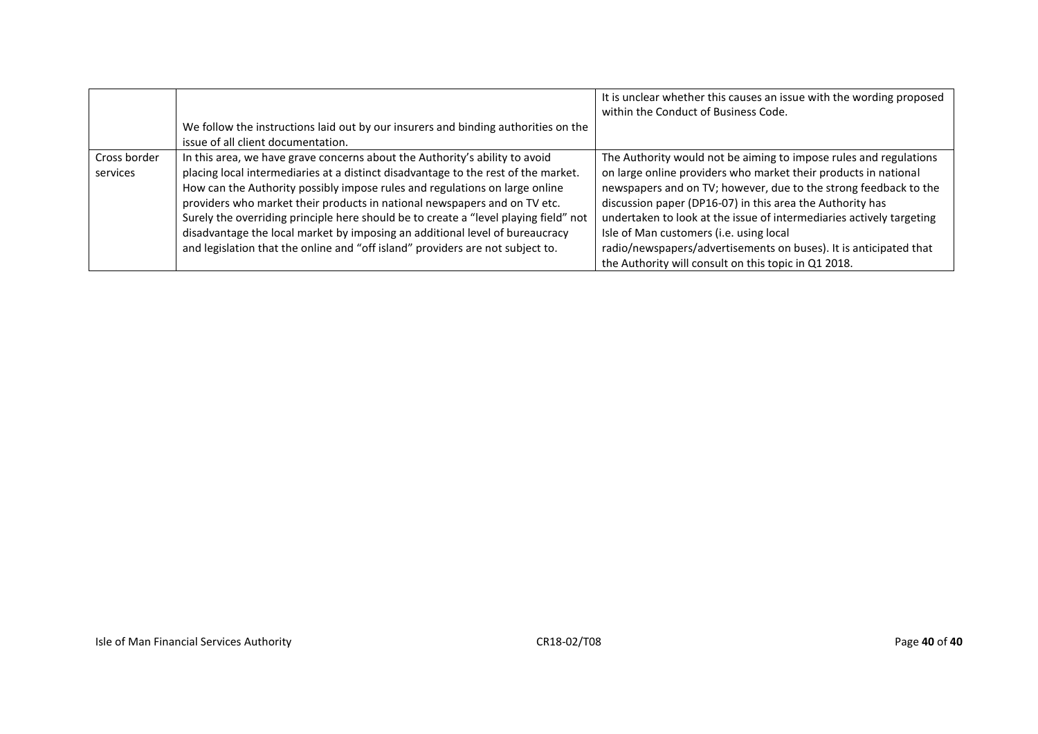| | | |
|---|---|---|
| | We follow the instructions laid out by our insurers and binding authorities on the issue of all client documentation. | It is unclear whether this causes an issue with the wording proposed within the Conduct of Business Code. |
| Cross border services | In this area, we have grave concerns about the Authority's ability to avoid placing local intermediaries at a distinct disadvantage to the rest of the market. How can the Authority possibly impose rules and regulations on large online providers who market their products in national newspapers and on TV etc. Surely the overriding principle here should be to create a "level playing field" not disadvantage the local market by imposing an additional level of bureaucracy and legislation that the online and "off island" providers are not subject to. | The Authority would not be aiming to impose rules and regulations on large online providers who market their products in national newspapers and on TV; however, due to the strong feedback to the discussion paper (DP16-07) in this area the Authority has undertaken to look at the issue of intermediaries actively targeting Isle of Man customers (i.e. using local radio/newspapers/advertisements on buses). It is anticipated that the Authority will consult on this topic in Q1 2018. |